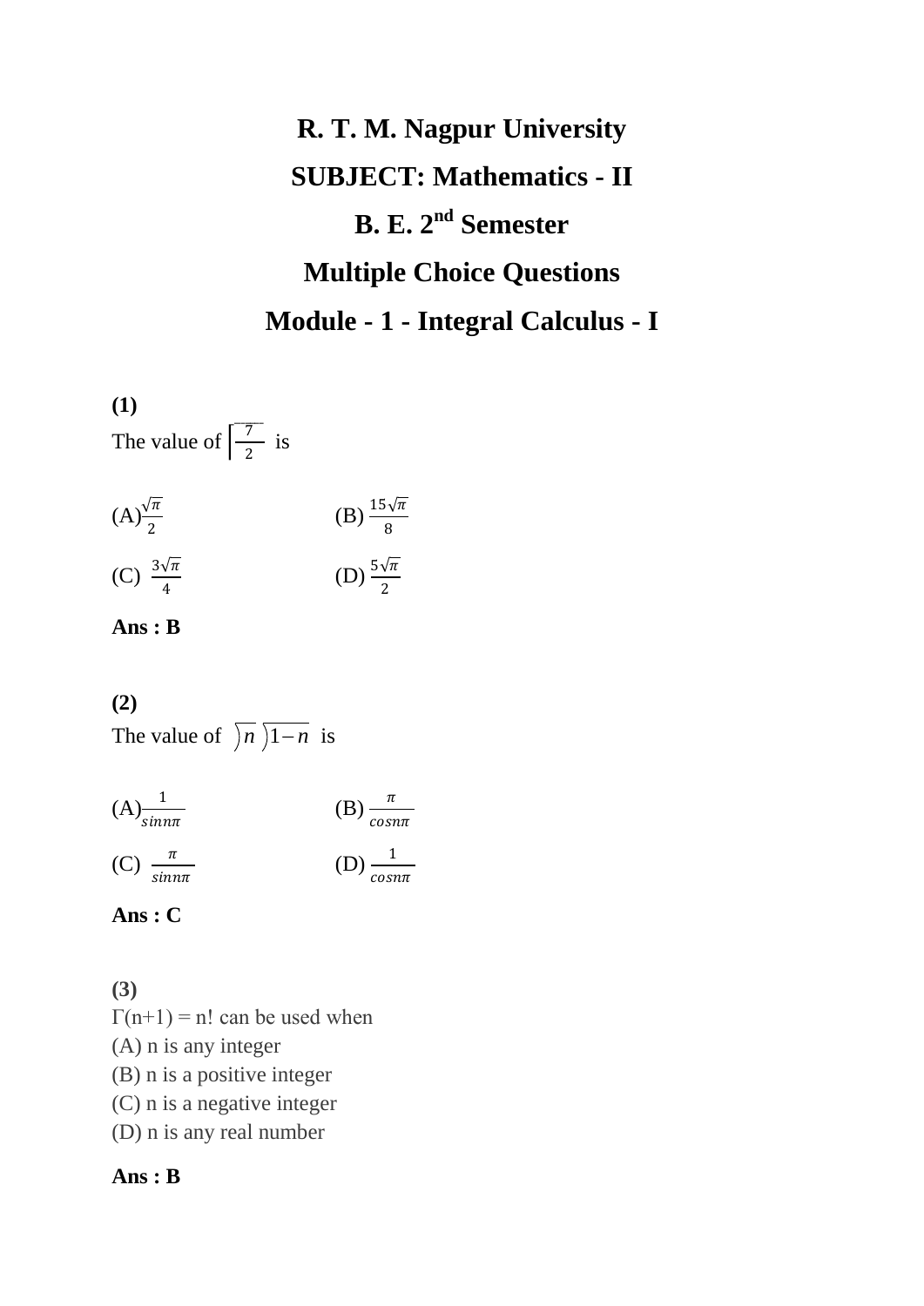# R. T. M. Nagpur University

## SUBJECT: Mathematics - II

## B. E. 2nd Semester

## Multiple Choice Questions

## Module - 1 - Integral Calculus - I

**(1)**

The value of $\Gamma\left(\frac{7}{2}\right)$ is

(A) $\frac{\sqrt{\pi}}{2}$ (B) $\frac{15\sqrt{\pi}}{8}$

(C) $\frac{3\sqrt{\pi}}{4}$ (D) $\frac{5\sqrt{\pi}}{2}$

**Ans : B**

**(2)**

The value of $\Gamma(n)\,\Gamma(1-n)$ is

(A) $\frac{1}{sin n\pi}$ (B) $\frac{\pi}{cos n\pi}$

(C) $\frac{\pi}{sin n\pi}$ (D) $\frac{1}{cos n\pi}$

**Ans : C**

**(3)**

$\Gamma(n+1) = n!$ can be used when

(A) n is any integer

(B) n is a positive integer

(C) n is a negative integer

(D) n is any real number

**Ans : B**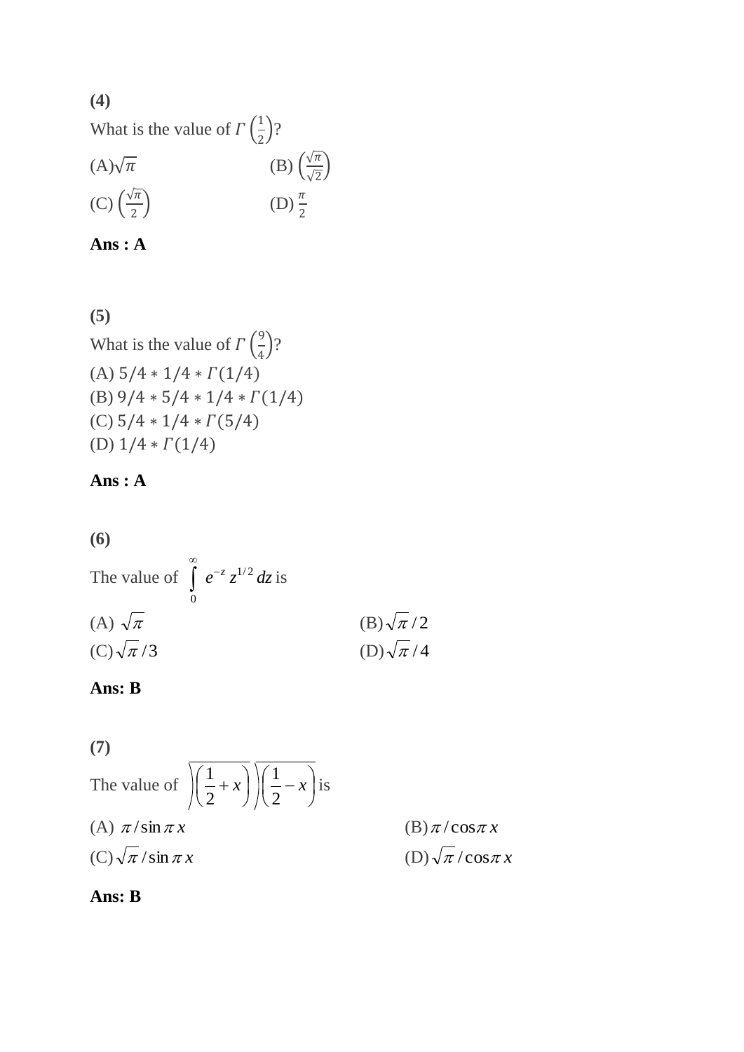**(4)**

What is the value of $\Gamma\left(\frac{1}{2}\right)$?

(A) $\sqrt{\pi}$ (B) $\left(\frac{\sqrt{\pi}}{\sqrt{2}}\right)$

(C) $\left(\frac{\sqrt{\pi}}{2}\right)$ (D) $\frac{\pi}{2}$

**Ans : A**

**(5)**

What is the value of $\Gamma\left(\frac{9}{4}\right)$?

(A) $5/4 * 1/4 * \Gamma(1/4)$

(B) $9/4 * 5/4 * 1/4 * \Gamma(1/4)$

(C) $5/4 * 1/4 * \Gamma(5/4)$

(D) $1/4 * \Gamma(1/4)$

**Ans : A**

**(6)**

The value of $\int_0^\infty e^{-z} z^{1/2} \, dz$ is

(A) $\sqrt{\pi}$ (B) $\sqrt{\pi}/2$

(C) $\sqrt{\pi}/3$ (D) $\sqrt{\pi}/4$

**Ans: B**

**(7)**

The value of $\overline{\left(\frac{1}{2}+x\right)} \, \overline{\left(\frac{1}{2}-x\right)}$ is

(A) $\pi/\sin \pi x$ (B) $\pi/\cos \pi x$

(C) $\sqrt{\pi}/\sin \pi x$ (D) $\sqrt{\pi}/\cos \pi x$

**Ans: B**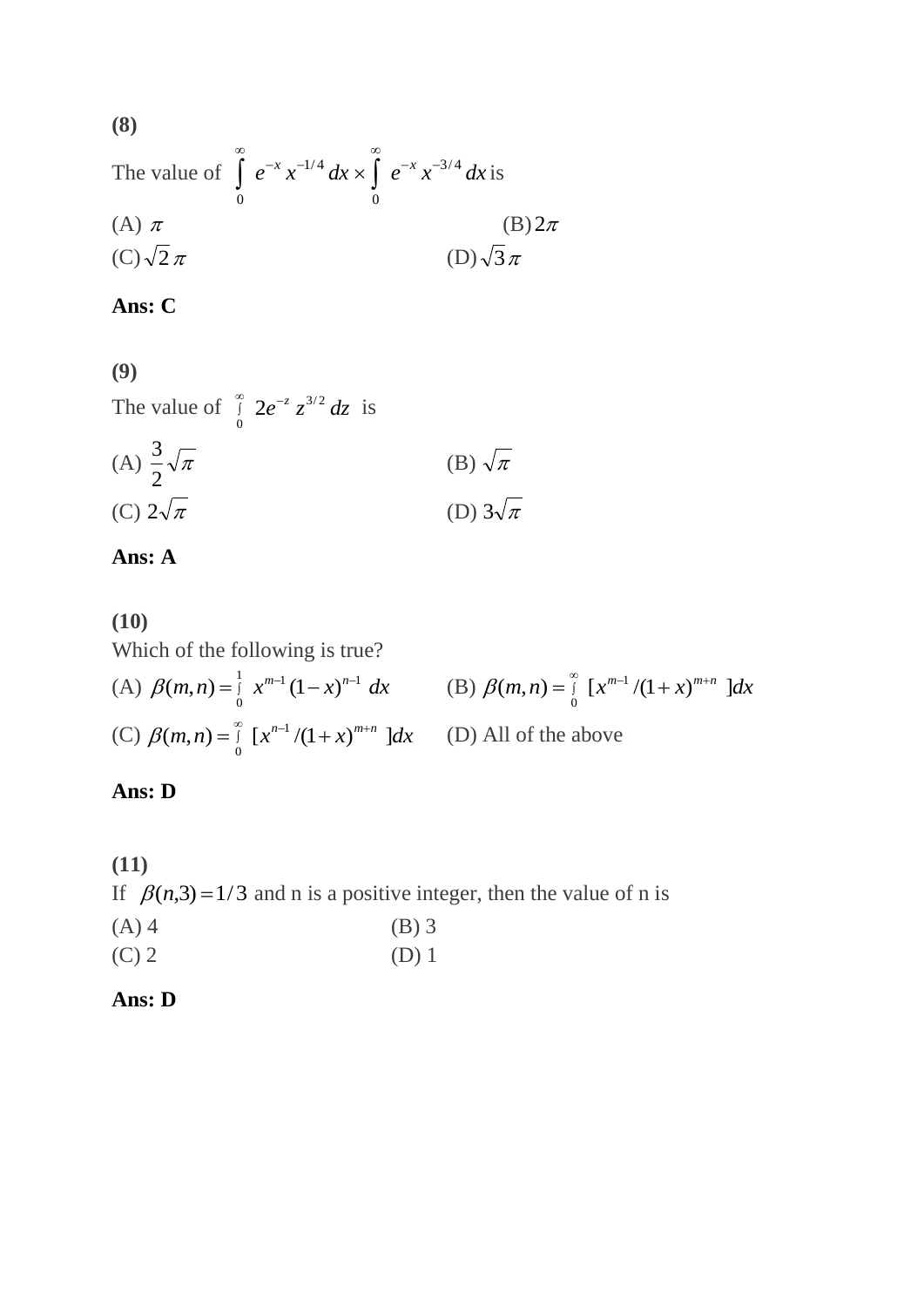**(8)**

The value of $\int_0^\infty e^{-x} x^{-1/4} dx \times \int_0^\infty e^{-x} x^{-3/4} dx$ is

(A) $\pi$ (B) $2\pi$

(C) $\sqrt{2}\pi$ (D) $\sqrt{3}\pi$

**Ans: C**

**(9)**

The value of $\int_0^\infty 2e^{-z} z^{3/2} dz$ is

(A) $\frac{3}{2}\sqrt{\pi}$ (B) $\sqrt{\pi}$

(C) $2\sqrt{\pi}$ (D) $3\sqrt{\pi}$

**Ans: A**

**(10)**

Which of the following is true?

(A) $\beta(m,n) = \int_0^1 x^{m-1}(1-x)^{n-1} dx$ (B) $\beta(m,n) = \int_0^\infty [x^{m-1}/(1+x)^{m+n}]dx$

(C) $\beta(m,n) = \int_0^\infty [x^{n-1}/(1+x)^{m+n}]dx$ (D) All of the above

**Ans: D**

**(11)**

If $\beta(n,3) = 1/3$ and n is a positive integer, then the value of n is

(A) 4 (B) 3

(C) 2 (D) 1

**Ans: D**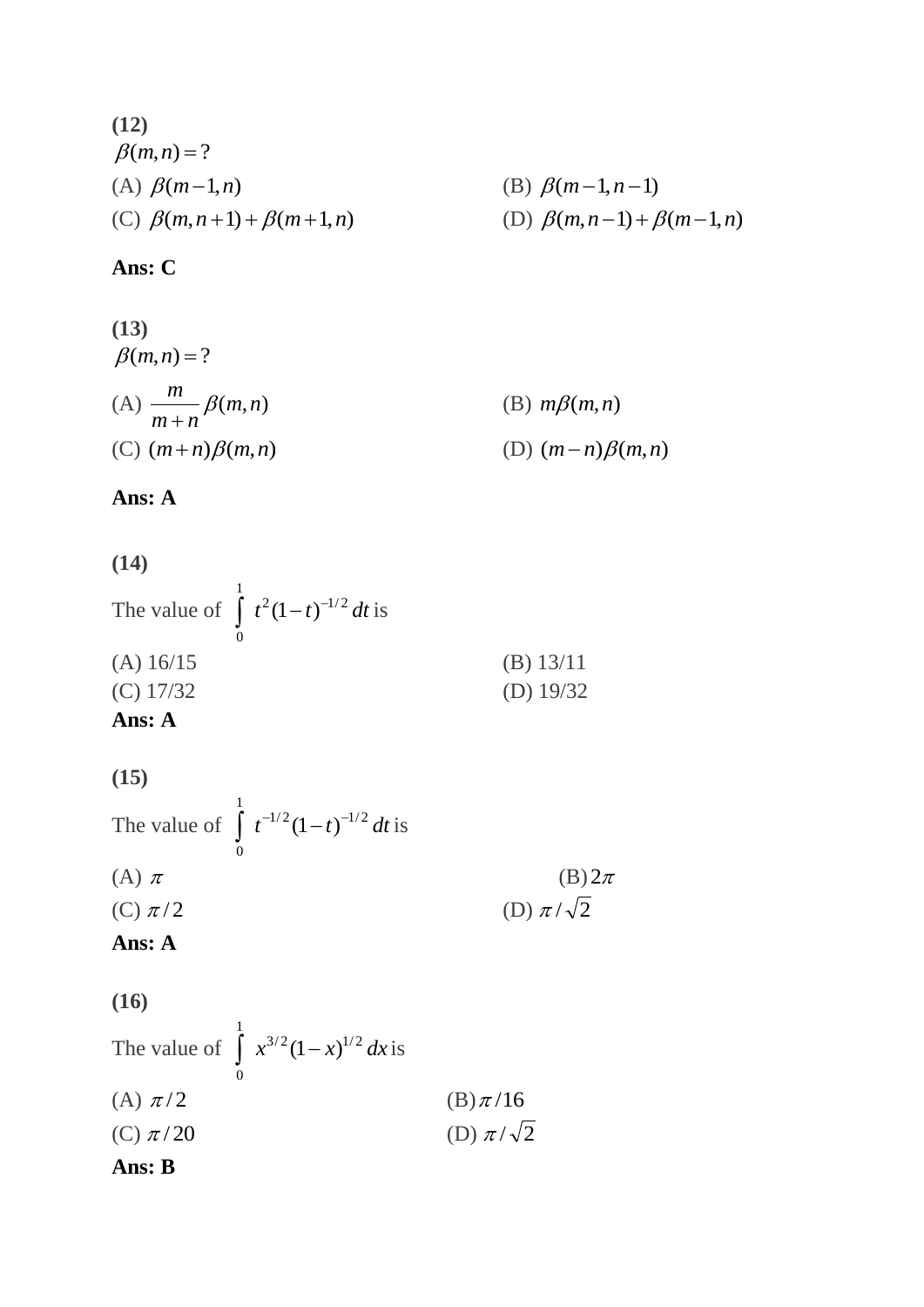**(12)**
$\beta(m,n) = ?$

(A) $\beta(m-1,n)$

(B) $\beta(m-1,n-1)$

(C) $\beta(m,n+1)+\beta(m+1,n)$

(D) $\beta(m,n-1)+\beta(m-1,n)$

**Ans: C**

**(13)**
$\beta(m,n) = ?$

(A) $\dfrac{m}{m+n}\beta(m,n)$

(B) $m\beta(m,n)$

(C) $(m+n)\beta(m,n)$

(D) $(m-n)\beta(m,n)$

**Ans: A**

**(14)**

The value of $\int_0^1 t^2(1-t)^{-1/2}\,dt$ is

(A) 16/15

(B) 13/11

(C) 17/32

(D) 19/32

**Ans: A**

**(15)**

The value of $\int_0^1 t^{-1/2}(1-t)^{-1/2}\,dt$ is

(A) $\pi$

(B) $2\pi$

(C) $\pi/2$

(D) $\pi/\sqrt{2}$

**Ans: A**

**(16)**

The value of $\int_0^1 x^{3/2}(1-x)^{1/2}\,dx$ is

(A) $\pi/2$

(B) $\pi/16$

(C) $\pi/20$

(D) $\pi/\sqrt{2}$

**Ans: B**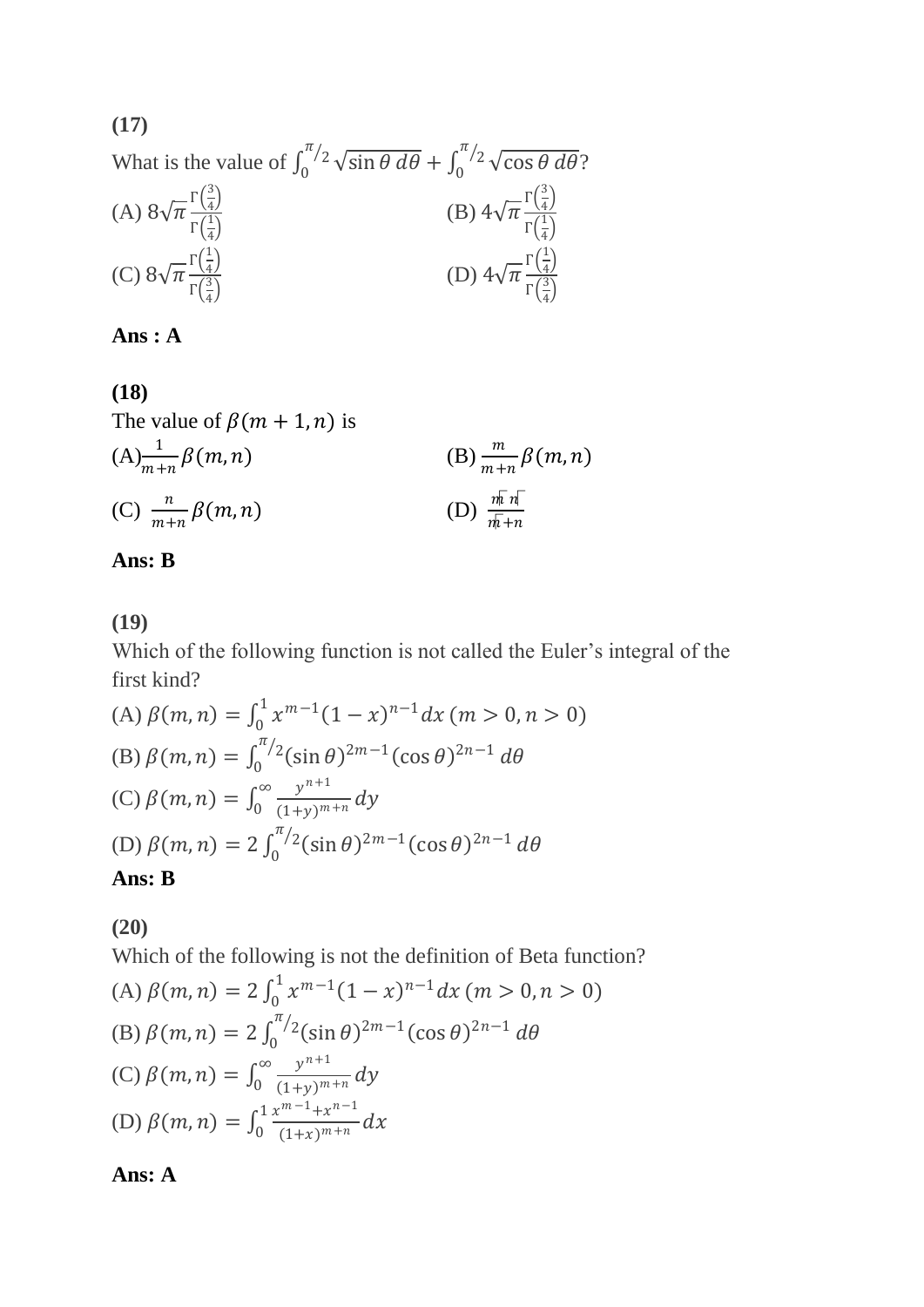**(17)**

What is the value of $\int_0^{\pi/2} \sqrt{\sin\theta\, d\theta} + \int_0^{\pi/2} \sqrt{\cos\theta\, d\theta}$?

(A) $8\sqrt{\pi}\frac{\Gamma\left(\frac{3}{4}\right)}{\Gamma\left(\frac{1}{4}\right)}$

(B) $4\sqrt{\pi}\frac{\Gamma\left(\frac{3}{4}\right)}{\Gamma\left(\frac{1}{4}\right)}$

(C) $8\sqrt{\pi}\frac{\Gamma\left(\frac{1}{4}\right)}{\Gamma\left(\frac{3}{4}\right)}$

(D) $4\sqrt{\pi}\frac{\Gamma\left(\frac{1}{4}\right)}{\Gamma\left(\frac{3}{4}\right)}$

**Ans : A**

**(18)**

The value of $\beta(m+1, n)$ is

(A) $\frac{1}{m+n}\beta(m,n)$

(B) $\frac{m}{m+n}\beta(m,n)$

(C) $\frac{n}{m+n}\beta(m,n)$

(D) $\frac{\Gamma m\, \Gamma n}{\Gamma m+n}$

**Ans: B**

**(19)**

Which of the following function is not called the Euler's integral of the first kind?

(A) $\beta(m,n) = \int_0^1 x^{m-1}(1-x)^{n-1}dx\ (m > 0, n > 0)$

(B) $\beta(m,n) = \int_0^{\pi/2} (\sin\theta)^{2m-1}(\cos\theta)^{2n-1}\, d\theta$

(C) $\beta(m,n) = \int_0^\infty \frac{y^{n+1}}{(1+y)^{m+n}}dy$

(D) $\beta(m,n) = 2\int_0^{\pi/2} (\sin\theta)^{2m-1}(\cos\theta)^{2n-1}\, d\theta$

**Ans: B**

**(20)**

Which of the following is not the definition of Beta function?

(A) $\beta(m,n) = 2\int_0^1 x^{m-1}(1-x)^{n-1}dx\ (m > 0, n > 0)$

(B) $\beta(m,n) = 2\int_0^{\pi/2} (\sin\theta)^{2m-1}(\cos\theta)^{2n-1}\, d\theta$

(C) $\beta(m,n) = \int_0^\infty \frac{y^{n+1}}{(1+y)^{m+n}}dy$

(D) $\beta(m,n) = \int_0^1 \frac{x^{m-1}+x^{n-1}}{(1+x)^{m+n}}dx$

**Ans: A**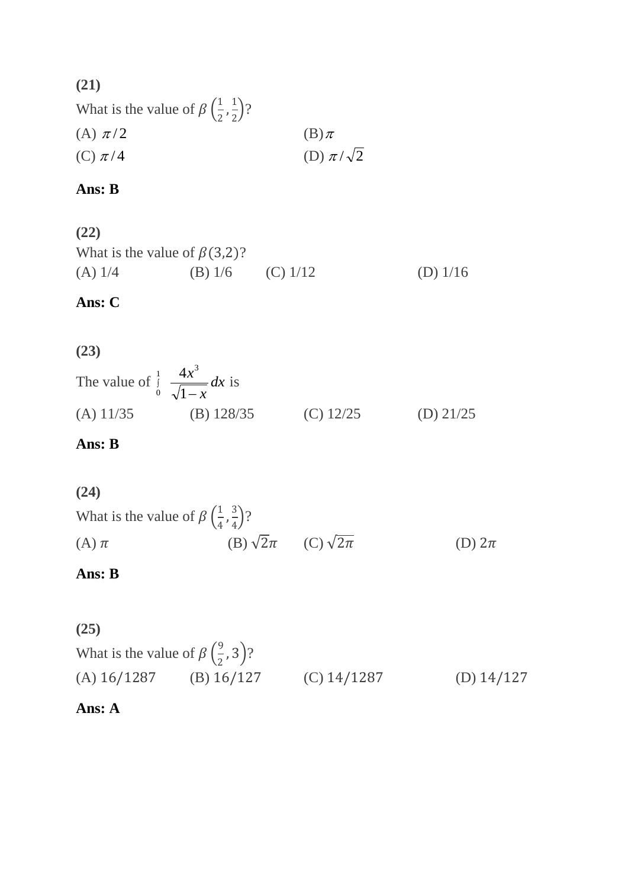**(21)**

What is the value of $\beta\left(\frac{1}{2},\frac{1}{2}\right)$?

(A) $\pi/2$ (B) $\pi$

(C) $\pi/4$ (D) $\pi/\sqrt{2}$

**Ans: B**

**(22)**

What is the value of $\beta(3,2)$?

(A) 1/4 (B) 1/6 (C) 1/12 (D) 1/16

**Ans: C**

**(23)**

The value of $\int_0^1 \frac{4x^3}{\sqrt{1-x}}\,dx$ is

(A) 11/35 (B) 128/35 (C) 12/25 (D) 21/25

**Ans: B**

**(24)**

What is the value of $\beta\left(\frac{1}{4},\frac{3}{4}\right)$?

(A) $\pi$ (B) $\sqrt{2}\pi$ (C) $\sqrt{2\pi}$ (D) $2\pi$

**Ans: B**

**(25)**

What is the value of $\beta\left(\frac{9}{2},3\right)$?

(A) $16/1287$ (B) $16/127$ (C) $14/1287$ (D) $14/127$

**Ans: A**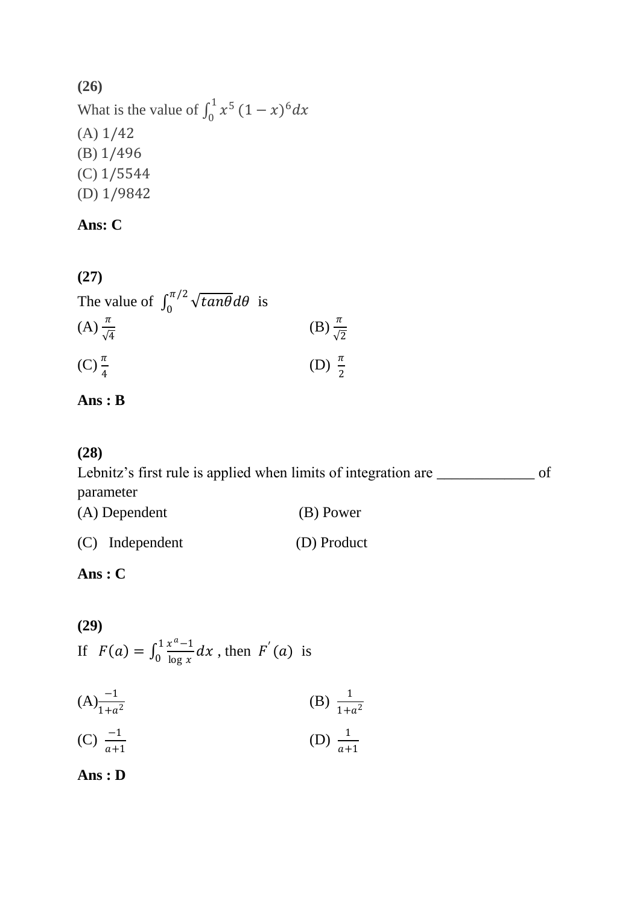**(26)**

What is the value of $\int_0^1 x^5 (1-x)^6 dx$

(A) $1/42$

(B) $1/496$

(C) $1/5544$

(D) $1/9842$

**Ans: C**

**(27)**

The value of $\int_0^{\pi/2} \sqrt{tan\theta} d\theta$ is

(A) $\frac{\pi}{\sqrt{4}}$

(B) $\frac{\pi}{\sqrt{2}}$

(C) $\frac{\pi}{4}$

(D) $\frac{\pi}{2}$

**Ans : B**

**(28)**

Lebnitz's first rule is applied when limits of integration are _____________ of parameter

(A) Dependent

(B) Power

(C) Independent

(D) Product

**Ans : C**

**(29)**

If $F(a) = \int_0^1 \frac{x^a - 1}{\log x} dx$ , then $F'(a)$ is

(A) $\frac{-1}{1+a^2}$

(B) $\frac{1}{1+a^2}$

(C) $\frac{-1}{a+1}$

(D) $\frac{1}{a+1}$

**Ans : D**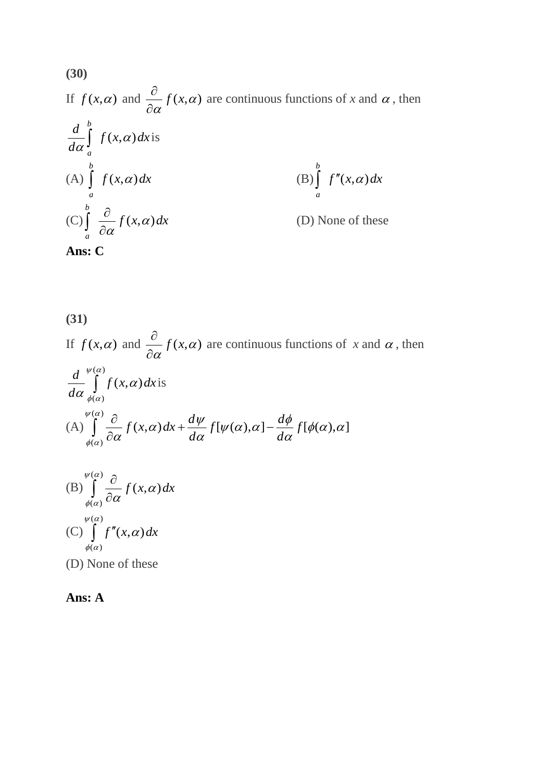**(30)**

If $f(x,\alpha)$ and $\frac{\partial}{\partial\alpha}f(x,\alpha)$ are continuous functions of $x$ and $\alpha$, then $\frac{d}{d\alpha}\int_a^b f(x,\alpha)\,dx$ is

(A) $\int_a^b f(x,\alpha)\,dx$

(B) $\int_a^b f''(x,\alpha)\,dx$

(C) $\int_a^b \frac{\partial}{\partial\alpha}f(x,\alpha)\,dx$

(D) None of these

**Ans: C**

**(31)**

If $f(x,\alpha)$ and $\frac{\partial}{\partial\alpha}f(x,\alpha)$ are continuous functions of $x$ and $\alpha$, then $\frac{d}{d\alpha}\int_{\phi(\alpha)}^{\psi(\alpha)} f(x,\alpha)\,dx$ is

(A) $\int_{\phi(\alpha)}^{\psi(\alpha)} \frac{\partial}{\partial\alpha}f(x,\alpha)\,dx + \frac{d\psi}{d\alpha}f[\psi(\alpha),\alpha] - \frac{d\phi}{d\alpha}f[\phi(\alpha),\alpha]$

(B) $\int_{\phi(\alpha)}^{\psi(\alpha)} \frac{\partial}{\partial\alpha}f(x,\alpha)\,dx$

(C) $\int_{\phi(\alpha)}^{\psi(\alpha)} f''(x,\alpha)\,dx$

(D) None of these

**Ans: A**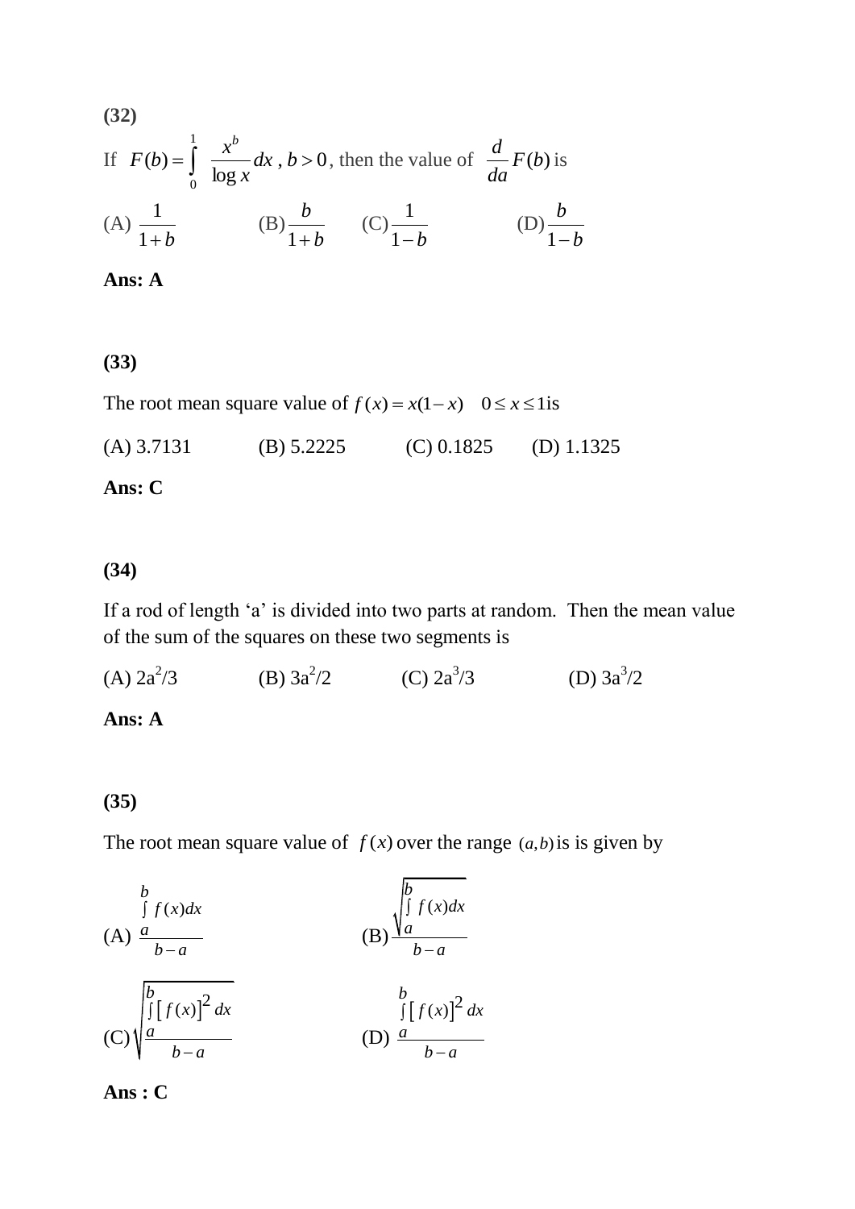**(32)**

If $F(b)=\int_0^1 \frac{x^b}{\log x}dx$ , $b>0$, then the value of $\frac{d}{da}F(b)$ is

(A) $\frac{1}{1+b}$ (B) $\frac{b}{1+b}$ (C) $\frac{1}{1-b}$ (D) $\frac{b}{1-b}$

**Ans: A**

**(33)**

The root mean square value of $f(x)=x(1-x) \quad 0\le x\le 1$ is

(A) 3.7131 (B) 5.2225 (C) 0.1825 (D) 1.1325

**Ans: C**

**(34)**

If a rod of length 'a' is divided into two parts at random. Then the mean value of the sum of the squares on these two segments is

(A) $2a^2/3$ (B) $3a^2/2$ (C) $2a^3/3$ (D) $3a^3/2$

**Ans: A**

**(35)**

The root mean square value of $f(x)$ over the range $(a,b)$ is is given by

(A) $\frac{\int_a^b f(x)dx}{b-a}$ (B) $\frac{\sqrt{\int_a^b f(x)dx}}{b-a}$

(C) $\sqrt{\frac{\int_a^b [f(x)]^2 dx}{b-a}}$ (D) $\frac{\int_a^b [f(x)]^2 dx}{b-a}$

**Ans : C**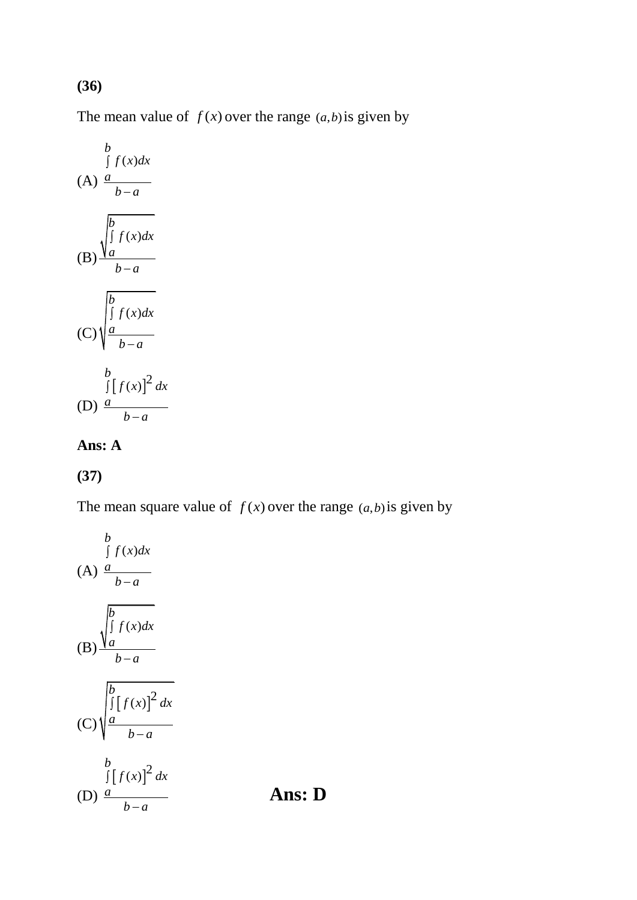**(36)**

The mean value of $f(x)$ over the range $(a,b)$ is given by

(A) $\dfrac{\int_a^b f(x)dx}{b-a}$

(B) $\dfrac{\sqrt{\int_a^b f(x)dx}}{b-a}$

(C) $\sqrt{\dfrac{\int_a^b f(x)dx}{b-a}}$

(D) $\dfrac{\int_a^b [f(x)]^2 dx}{b-a}$

**Ans: A**

**(37)**

The mean square value of $f(x)$ over the range $(a,b)$ is given by

(A) $\dfrac{\int_a^b f(x)dx}{b-a}$

(B) $\dfrac{\sqrt{\int_a^b f(x)dx}}{b-a}$

(C) $\sqrt{\dfrac{\int_a^b [f(x)]^2 dx}{b-a}}$

(D) $\dfrac{\int_a^b [f(x)]^2 dx}{b-a}$

**Ans: D**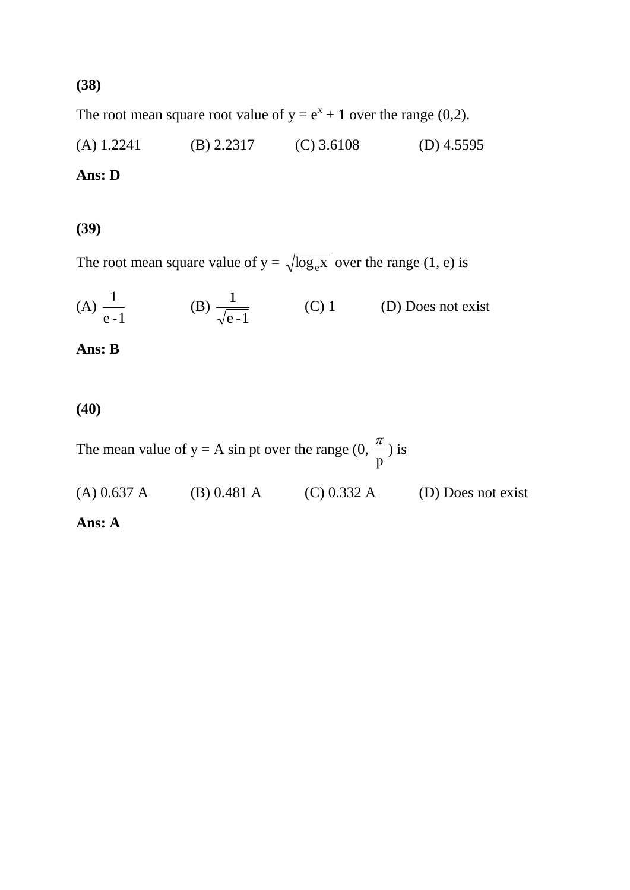**(38)**

The root mean square root value of $y = e^x + 1$ over the range (0,2).

(A) 1.2241 (B) 2.2317 (C) 3.6108 (D) 4.5595

**Ans: D**

**(39)**

The root mean square value of $y = \sqrt{\log_e x}$ over the range (1, e) is

(A) $\frac{1}{e-1}$ (B) $\frac{1}{\sqrt{e-1}}$ (C) 1 (D) Does not exist

**Ans: B**

**(40)**

The mean value of y = A sin pt over the range $(0, \frac{\pi}{p})$ is

(A) 0.637 A (B) 0.481 A (C) 0.332 A (D) Does not exist

**Ans: A**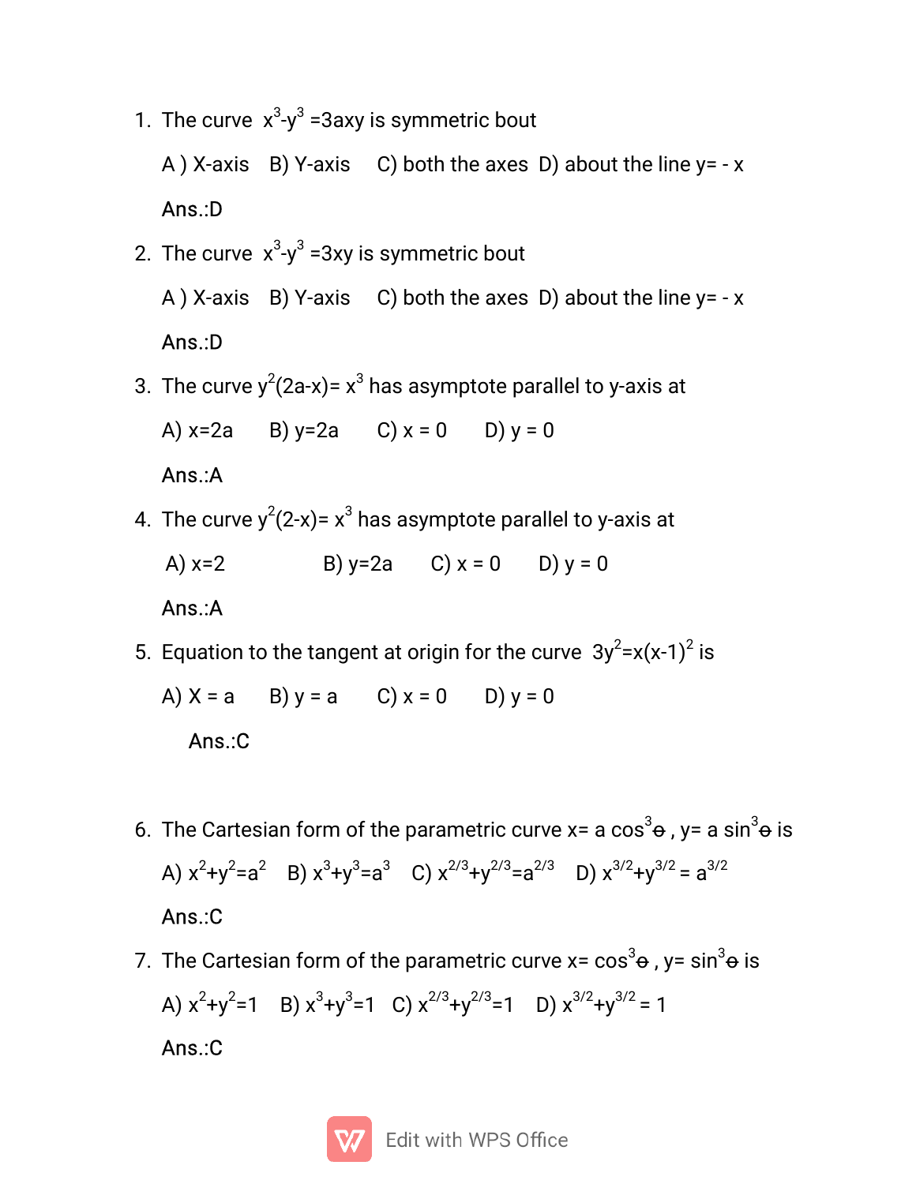1. The curve $x^3-y^3=3axy$ is symmetric bout

   A ) X-axis  B) Y-axis  C) both the axes  D) about the line $y=-x$

   Ans.:D

2. The curve $x^3-y^3=3xy$ is symmetric bout

   A ) X-axis  B) Y-axis  C) both the axes  D) about the line $y=-x$

   Ans.:D

3. The curve $y^2(2a-x)=x^3$ has asymptote parallel to y-axis at

   A) $x=2a$  B) $y=2a$  C) $x=0$  D) $y=0$

   Ans.:A

4. The curve $y^2(2-x)=x^3$ has asymptote parallel to y-axis at

   A) $x=2$  B) $y=2a$  C) $x=0$  D) $y=0$

   Ans.:A

5. Equation to the tangent at origin for the curve $3y^2=x(x-1)^2$ is

   A) $X=a$  B) $y=a$  C) $x=0$  D) $y=0$

   Ans.:C

6. The Cartesian form of the parametric curve $x=a\cos^3\theta$, $y=a\sin^3\theta$ is

   A) $x^2+y^2=a^2$  B) $x^3+y^3=a^3$  C) $x^{2/3}+y^{2/3}=a^{2/3}$  D) $x^{3/2}+y^{3/2}=a^{3/2}$

   Ans.:C

7. The Cartesian form of the parametric curve $x=\cos^3\theta$, $y=\sin^3\theta$ is

   A) $x^2+y^2=1$  B) $x^3+y^3=1$  C) $x^{2/3}+y^{2/3}=1$  D) $x^{3/2}+y^{3/2}=1$

   Ans.:C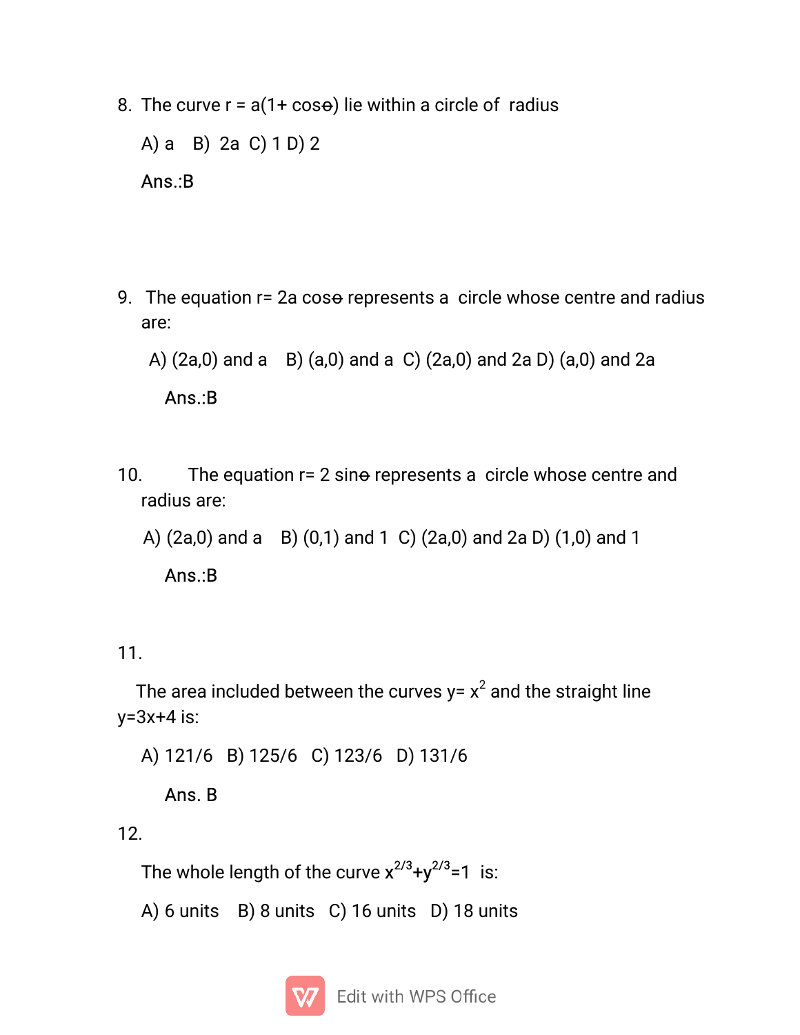8. The curve $r = a(1+ \cos\theta)$ lie within a circle of radius

   A) a  B) 2a  C) 1 D) 2

   Ans.:B

9. The equation $r= 2a \cos\theta$ represents a circle whose centre and radius are:

   A) (2a,0) and a  B) (a,0) and a  C) (2a,0) and 2a D) (a,0) and 2a

   Ans.:B

10. The equation $r= 2 \sin\theta$ represents a circle whose centre and radius are:

    A) (2a,0) and a  B) (0,1) and 1  C) (2a,0) and 2a D) (1,0) and 1

    Ans.:B

11.

    The area included between the curves $y= x^2$ and the straight line $y=3x+4$ is:

    A) 121/6  B) 125/6  C) 123/6  D) 131/6

    Ans. B

12.

    The whole length of the curve $x^{2/3}+y^{2/3}=1$ is:

    A) 6 units  B) 8 units  C) 16 units  D) 18 units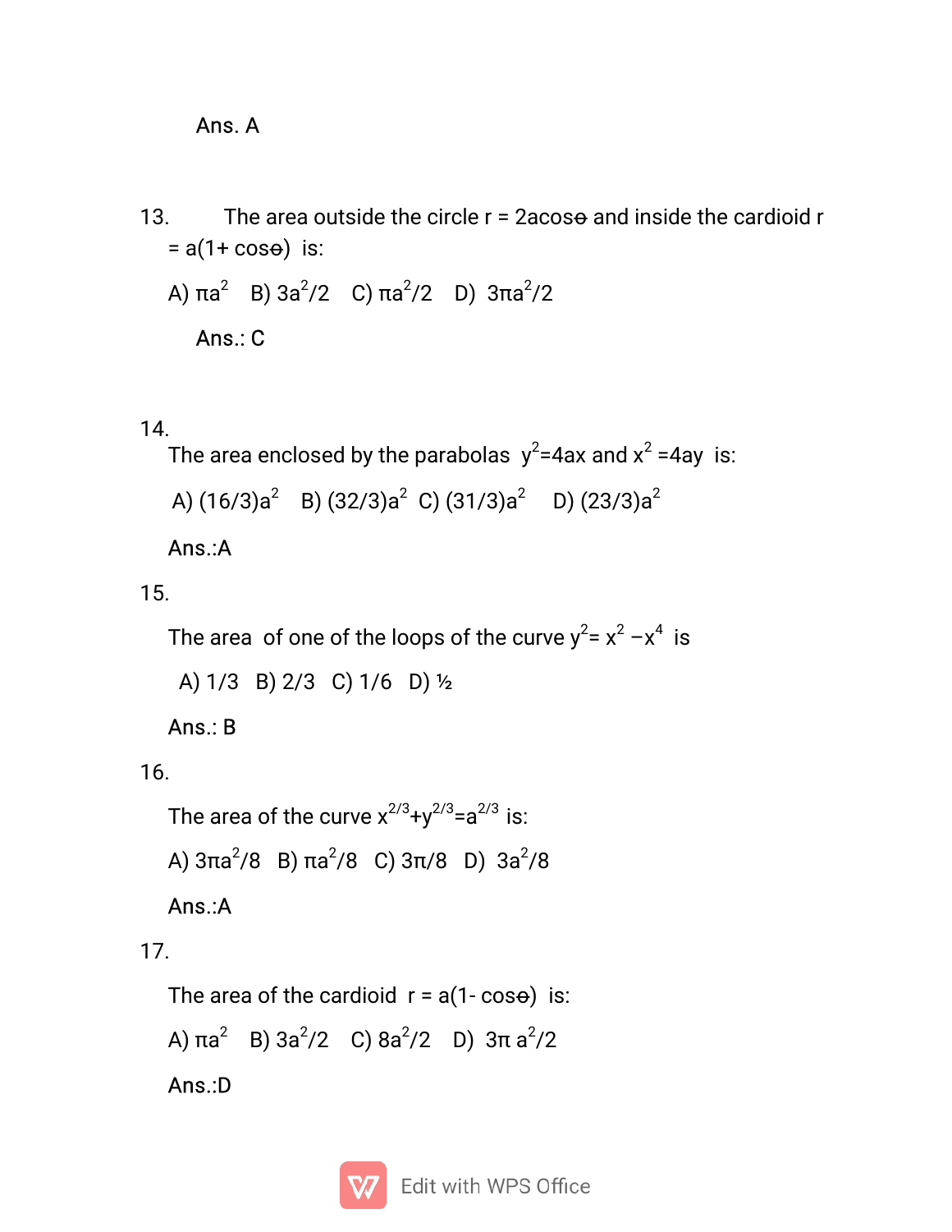Ans. A

13. The area outside the circle $r = 2a\cos\theta$ and inside the cardioid $r = a(1+\cos\theta)$ is:

A) $\pi a^2$ B) $3a^2/2$ C) $\pi a^2/2$ D) $3\pi a^2/2$

Ans.: C

14. The area enclosed by the parabolas $y^2=4ax$ and $x^2=4ay$ is:

A) $(16/3)a^2$ B) $(32/3)a^2$ C) $(31/3)a^2$ D) $(23/3)a^2$

Ans.:A

15. The area of one of the loops of the curve $y^2= x^2 - x^4$ is

A) 1/3 B) 2/3 C) 1/6 D) ½

Ans.: B

16. The area of the curve $x^{2/3}+y^{2/3}=a^{2/3}$ is:

A) $3\pi a^2/8$ B) $\pi a^2/8$ C) $3\pi/8$ D) $3a^2/8$

Ans.:A

17. The area of the cardioid $r = a(1-\cos\theta)$ is:

A) $\pi a^2$ B) $3a^2/2$ C) $8a^2/2$ D) $3\pi a^2/2$

Ans.:D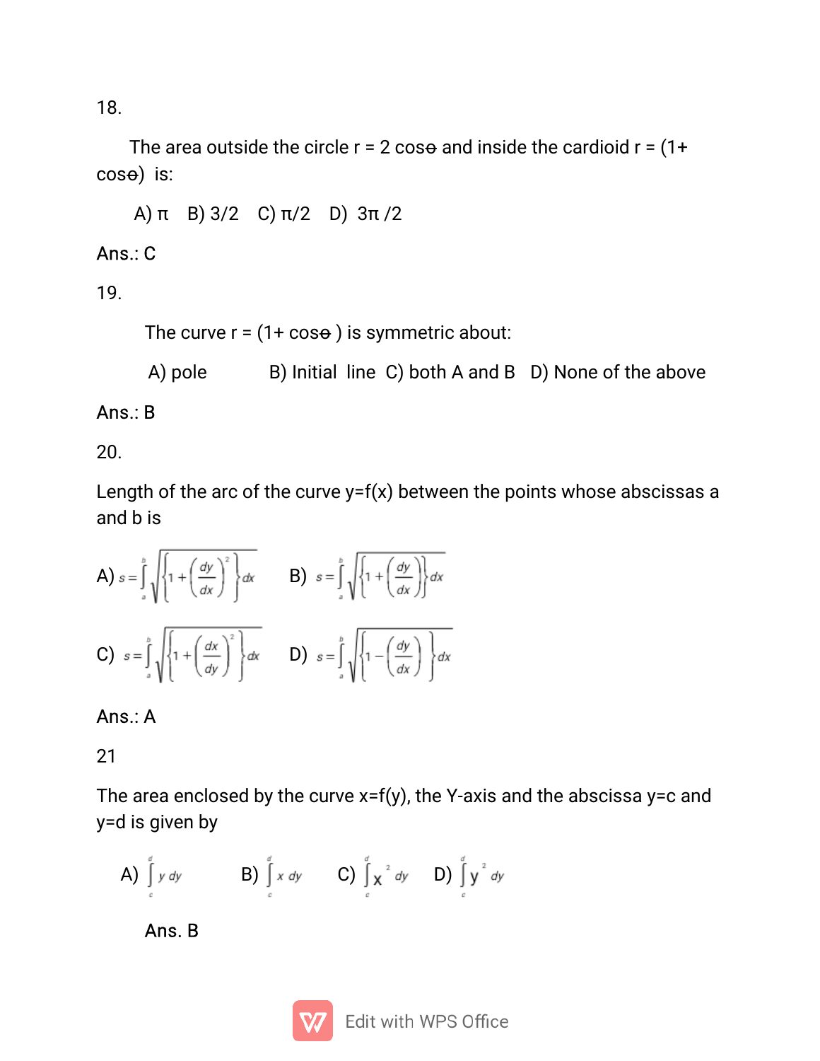18.

The area outside the circle $r = 2\cos\theta$ and inside the cardioid $r = (1+\cos\theta)$ is:

A) $\pi$ B) $3/2$ C) $\pi/2$ D) $3\pi/2$

Ans.: C

19.

The curve $r = (1+\cos\theta)$ is symmetric about:

A) pole B) Initial line C) both A and B D) None of the above

Ans.: B

20.

Length of the arc of the curve $y=f(x)$ between the points whose abscissas a and b is

A) $s=\int_a^b \sqrt{\left\{1+\left(\frac{dy}{dx}\right)^2\right\}}dx$ B) $s=\int_a^b \sqrt{\left\{1+\left(\frac{dy}{dx}\right)\right\}}dx$

C) $s=\int_a^b \sqrt{\left\{1+\left(\frac{dx}{dy}\right)^2\right\}}dx$ D) $s=\int_a^b \sqrt{\left\{1-\left(\frac{dy}{dx}\right)\right\}}dx$

Ans.: A

21

The area enclosed by the curve $x=f(y)$, the Y-axis and the abscissa $y=c$ and $y=d$ is given by

A) $\int_c^d y\,dy$ B) $\int_c^d x\,dy$ C) $\int_c^d x^2\,dy$ D) $\int_c^d y^2\,dy$

Ans. B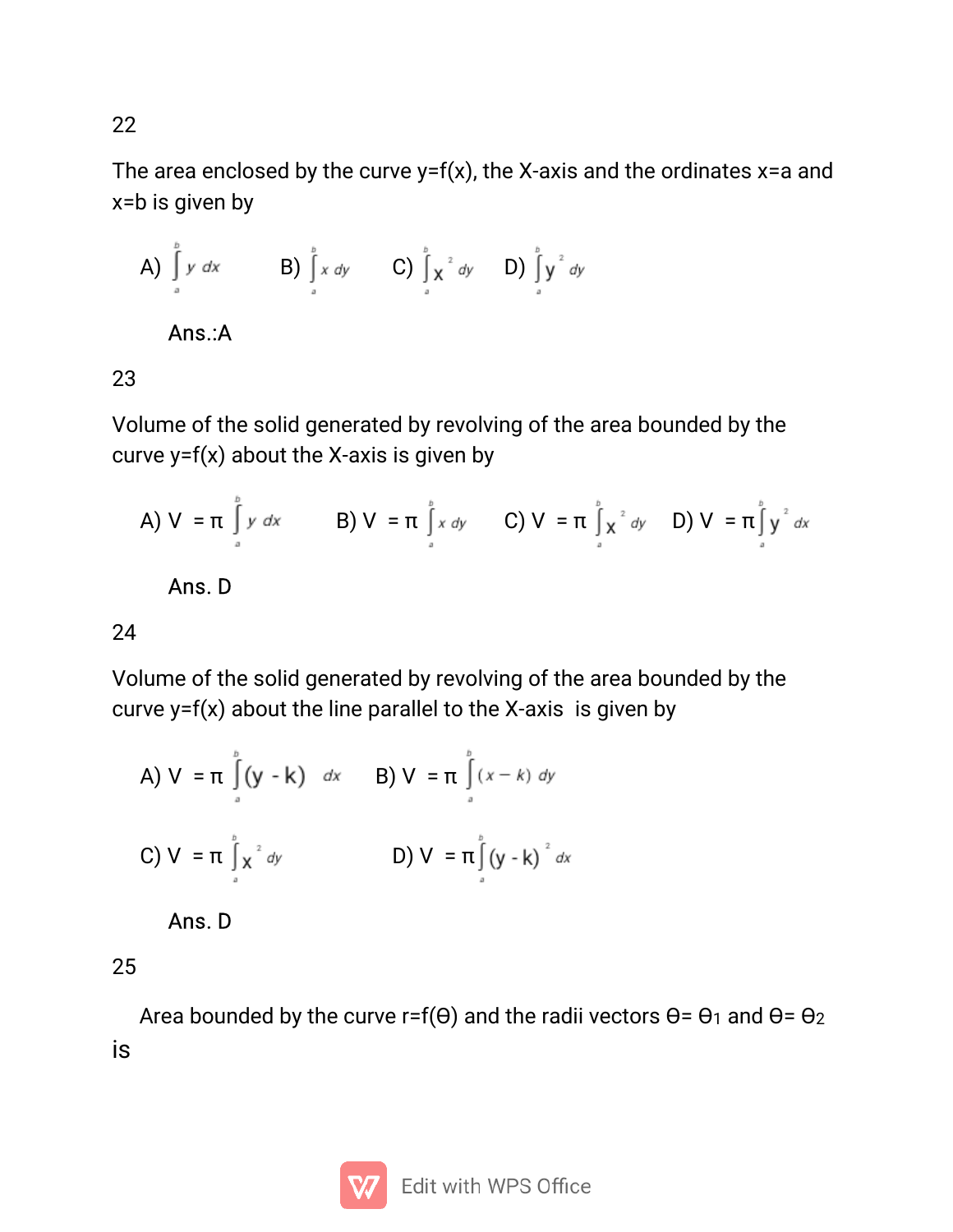22

The area enclosed by the curve y=f(x), the X-axis and the ordinates x=a and x=b is given by

A) $\int_a^b y\,dx$ B) $\int_a^b x\,dy$ C) $\int_a^b x^2\,dy$ D) $\int_a^b y^2\,dy$

Ans.:A

23

Volume of the solid generated by revolving of the area bounded by the curve y=f(x) about the X-axis is given by

A) $V = \pi \int_a^b y\,dx$ B) $V = \pi \int_a^b x\,dy$ C) $V = \pi \int_a^b x^2\,dy$ D) $V = \pi \int_a^b y^2\,dx$

Ans. D

24

Volume of the solid generated by revolving of the area bounded by the curve y=f(x) about the line parallel to the X-axis is given by

A) $V = \pi \int_a^b (y - k)\,dx$ B) $V = \pi \int_a^b (x - k)\,dy$

C) $V = \pi \int_a^b x^2\,dy$ D) $V = \pi \int_a^b (y - k)^2\,dx$

Ans. D

25

Area bounded by the curve r=f(Θ) and the radii vectors $\Theta = \Theta_1$ and $\Theta = \Theta_2$ is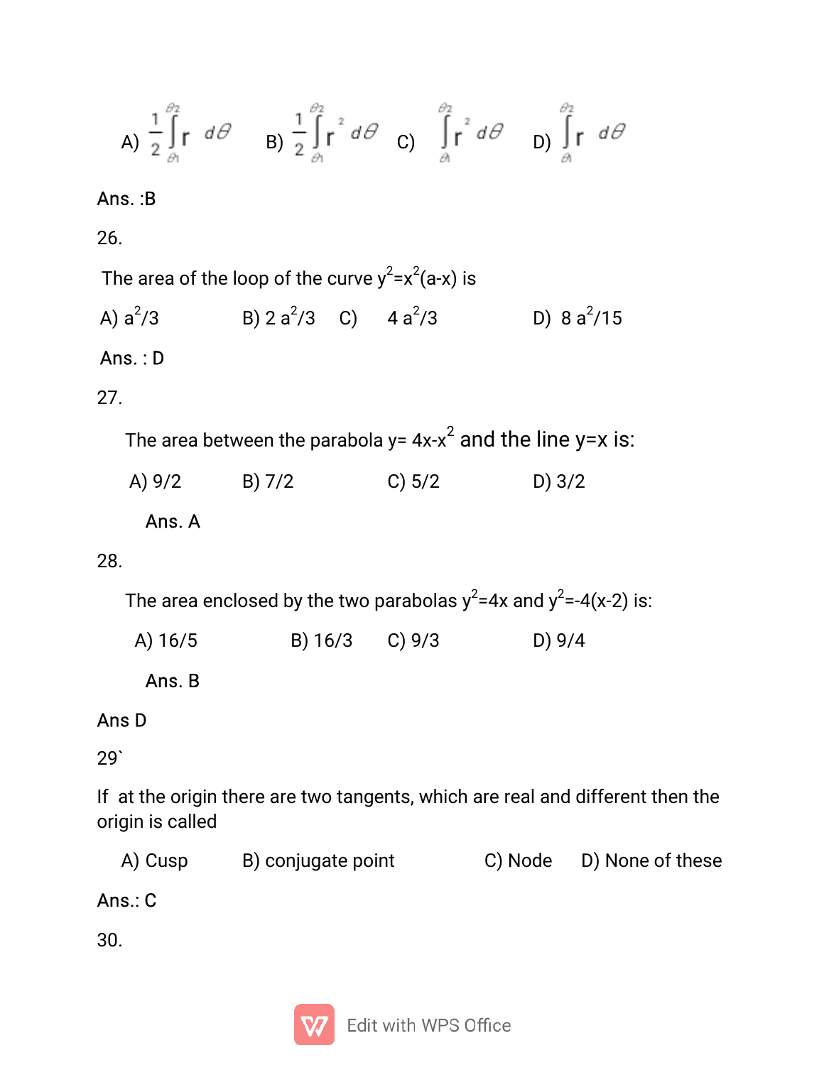A) $\frac{1}{2}\int_{\theta_1}^{\theta_2} r \; d\theta$  B) $\frac{1}{2}\int_{\theta_1}^{\theta_2} r^2 \; d\theta$  C) $\int_{\theta_1}^{\theta_2} r^2 \; d\theta$  D) $\int_{\theta_1}^{\theta_2} r \; d\theta$

Ans. :B

26.

The area of the loop of the curve $y^2=x^2(a-x)$ is

A) $a^2/3$  B) $2\,a^2/3$  C) $4\,a^2/3$  D) $8\,a^2/15$

Ans. : D

27.

The area between the parabola $y= 4x-x^2$ and the line $y=x$ is:

A) 9/2  B) 7/2  C) 5/2  D) 3/2

Ans. A

28.

The area enclosed by the two parabolas $y^2=4x$ and $y^2=-4(x-2)$ is:

A) 16/5  B) 16/3  C) 9/3  D) 9/4

Ans. B

Ans D

29`

If at the origin there are two tangents, which are real and different then the origin is called

A) Cusp  B) conjugate point  C) Node  D) None of these

Ans.: C

30.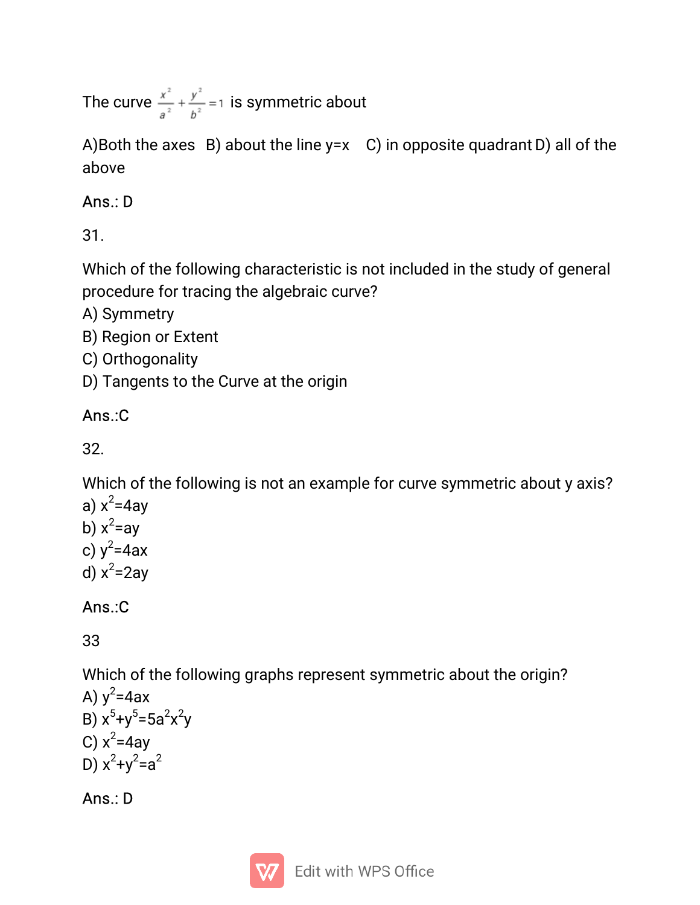The curve $\frac{x^2}{a^2}+\frac{y^2}{b^2}=1$ is symmetric about

A)Both the axes B) about the line y=x C) in opposite quadrant D) all of the above

Ans.: D

31.

Which of the following characteristic is not included in the study of general procedure for tracing the algebraic curve?
A) Symmetry
B) Region or Extent
C) Orthogonality
D) Tangents to the Curve at the origin

Ans.:C

32.

Which of the following is not an example for curve symmetric about y axis?
a) $x^2=4ay$
b) $x^2=ay$
c) $y^2=4ax$
d) $x^2=2ay$

Ans.:C

33

Which of the following graphs represent symmetric about the origin?
A) $y^2=4ax$
B) $x^5+y^5=5a^2x^2y$
C) $x^2=4ay$
D) $x^2+y^2=a^2$

Ans.: D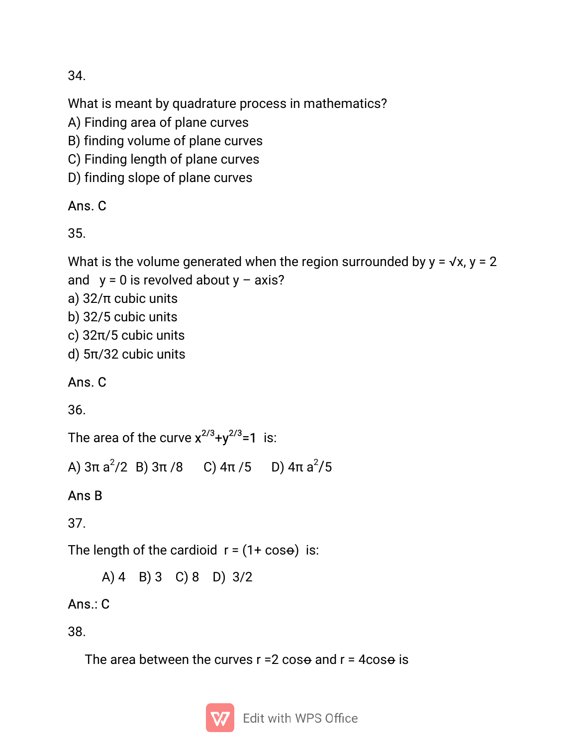34.

What is meant by quadrature process in mathematics?
A) Finding area of plane curves
B) finding volume of plane curves
C) Finding length of plane curves
D) finding slope of plane curves

Ans. C

35.

What is the volume generated when the region surrounded by $y = \sqrt{x}$, $y = 2$ and $y = 0$ is revolved about y – axis?
a) $32/\pi$ cubic units
b) $32/5$ cubic units
c) $32\pi/5$ cubic units
d) $5\pi/32$ cubic units

Ans. C

36.

The area of the curve $x^{2/3}+y^{2/3}=1$ is:

A) $3\pi a^2/2$ B) $3\pi/8$ C) $4\pi/5$ D) $4\pi a^2/5$

Ans B

37.

The length of the cardioid $r = (1+\cos\theta)$ is:

A) 4 B) 3 C) 8 D) 3/2

Ans.: C

38.

The area between the curves $r = 2\cos\theta$ and $r = 4\cos\theta$ is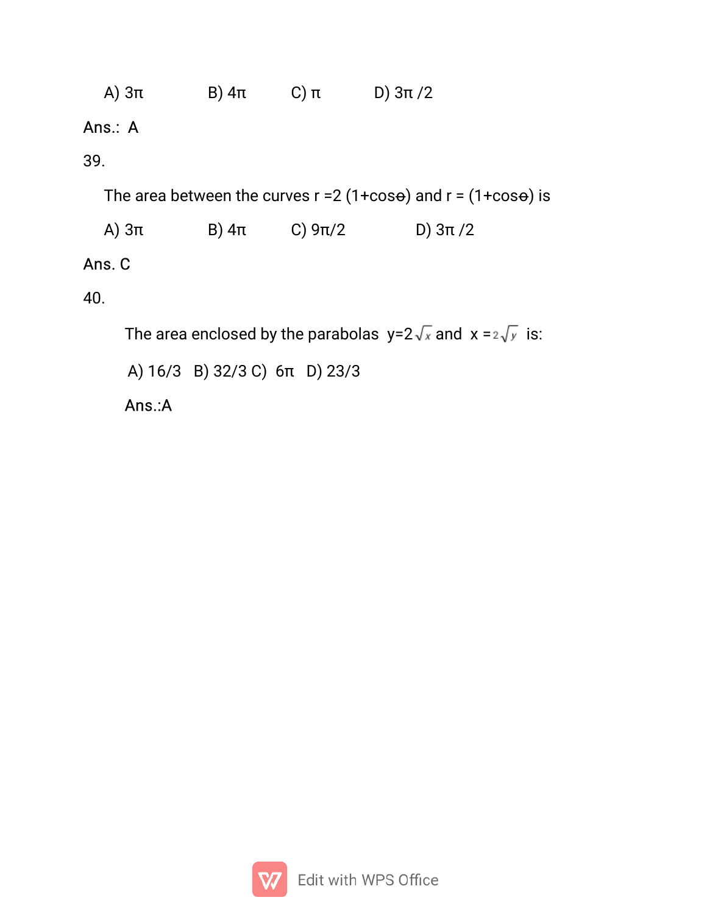A) $3\pi$   B) $4\pi$   C) $\pi$   D) $3\pi/2$

Ans.: A

39.

The area between the curves $r = 2(1+\cos\theta)$ and $r = (1+\cos\theta)$ is

A) $3\pi$   B) $4\pi$   C) $9\pi/2$   D) $3\pi/2$

Ans. C

40.

The area enclosed by the parabolas $y=2\sqrt{x}$ and $x = 2\sqrt{y}$ is:

A) 16/3  B) 32/3  C) $6\pi$  D) 23/3

Ans.:A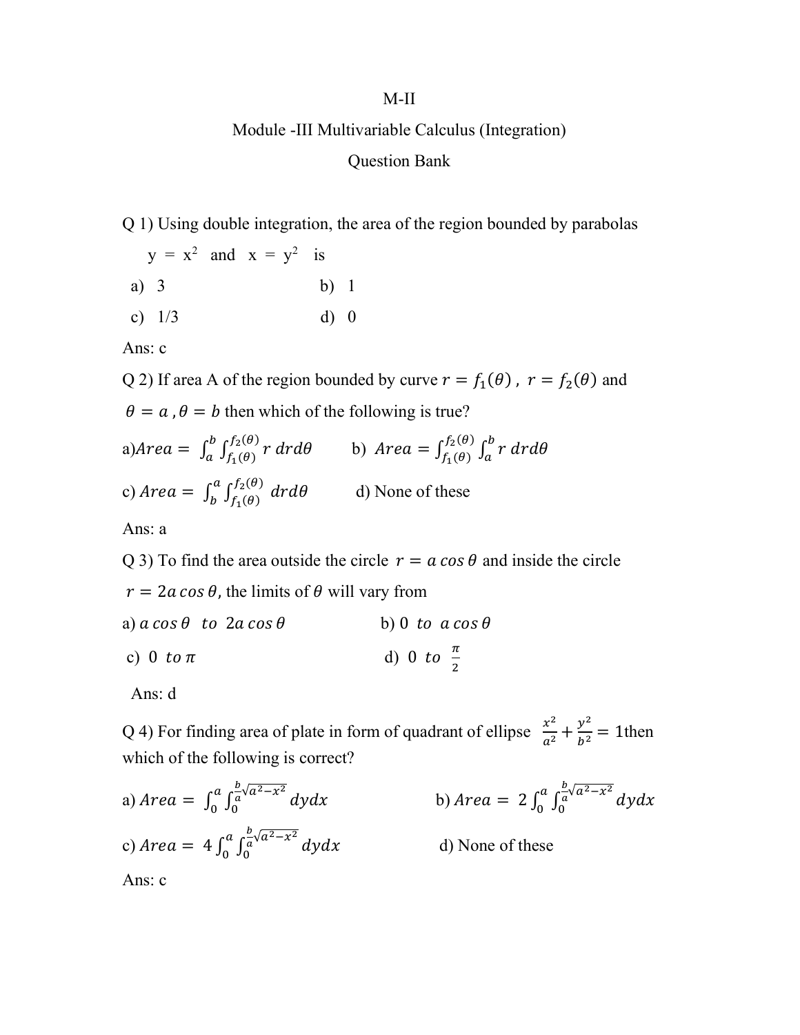M-II

Module -III Multivariable Calculus (Integration)

Question Bank

Q 1) Using double integration, the area of the region bounded by parabolas $y = x^2$ and $x = y^2$ is

a) 3 b) 1

c) 1/3 d) 0

Ans: c

Q 2) If area A of the region bounded by curve $r = f_1(\theta)$ , $r = f_2(\theta)$ and $\theta = a$ , $\theta = b$ then which of the following is true?

a) $Area = \int_a^b \int_{f_1(\theta)}^{f_2(\theta)} r\, dr d\theta$ b) $Area = \int_{f_1(\theta)}^{f_2(\theta)} \int_a^b r\, dr d\theta$

c) $Area = \int_b^a \int_{f_1(\theta)}^{f_2(\theta)} dr d\theta$ d) None of these

Ans: a

Q 3) To find the area outside the circle $r = a\cos\theta$ and inside the circle $r = 2a\cos\theta$, the limits of $\theta$ will vary from

a) $a\cos\theta$ to $2a\cos\theta$ b) $0$ to $a\cos\theta$

c) $0$ to $\pi$ d) $0$ to $\frac{\pi}{2}$

Ans: d

Q 4) For finding area of plate in form of quadrant of ellipse $\frac{x^2}{a^2} + \frac{y^2}{b^2} = 1$ then which of the following is correct?

a) $Area = \int_0^a \int_0^{\frac{b}{a}\sqrt{a^2-x^2}} dydx$ b) $Area = 2\int_0^a \int_0^{\frac{b}{a}\sqrt{a^2-x^2}} dydx$

c) $Area = 4\int_0^a \int_0^{\frac{b}{a}\sqrt{a^2-x^2}} dydx$ d) None of these

Ans: c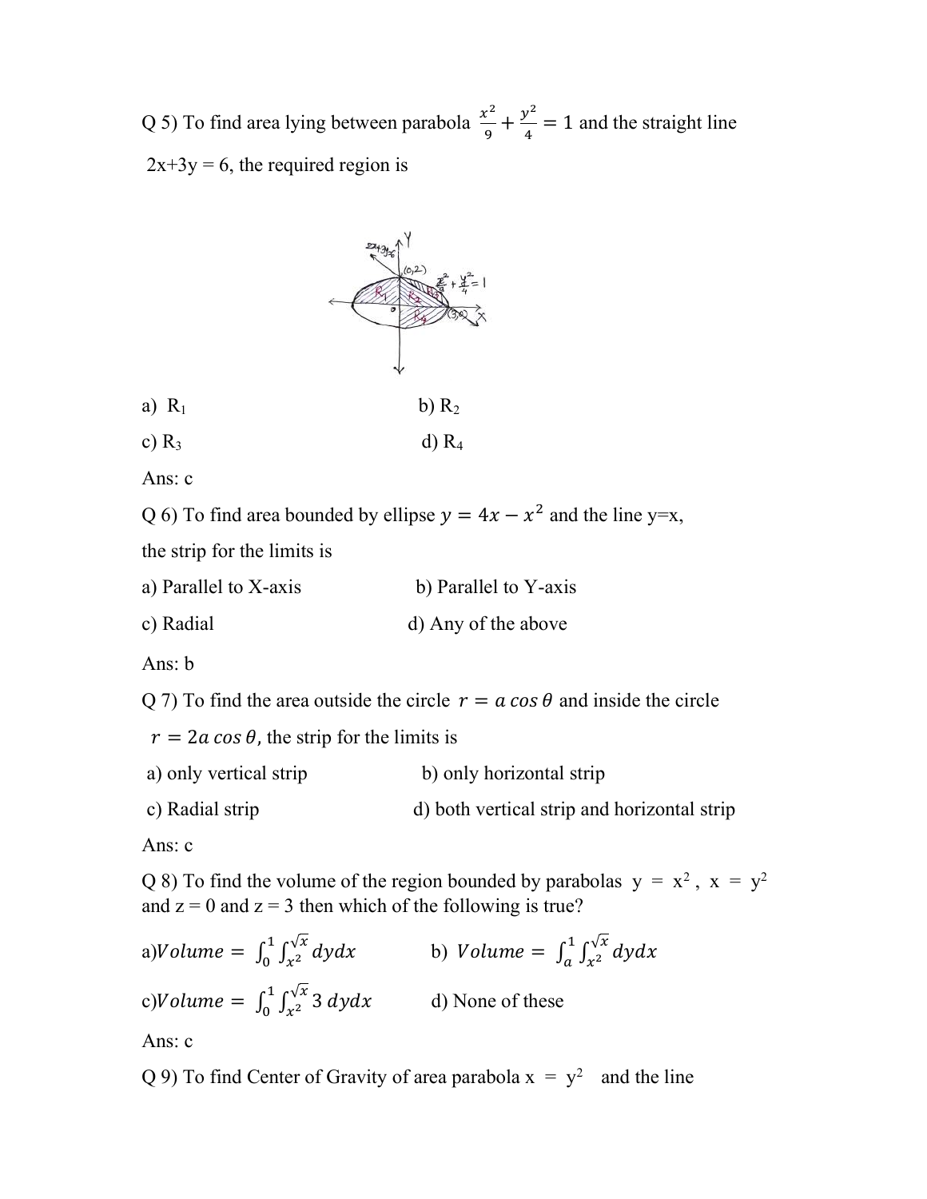Q 5) To find area lying between parabola $\frac{x^2}{9} + \frac{y^2}{4} = 1$ and the straight line $2x+3y = 6$, the required region is

$2x+3y=6$

$(0,2)$

$\frac{x^2}{9}+\frac{y^2}{4}=1$

$R_1$

$R_2$

$R_3$

$R_4$

$0$

$(3,0)$

X

Y

a) $R_1$ b) $R_2$

c) $R_3$ d) $R_4$

Ans: c

Q 6) To find area bounded by ellipse $y = 4x - x^2$ and the line $y=x$, the strip for the limits is

a) Parallel to X-axis b) Parallel to Y-axis

c) Radial d) Any of the above

Ans: b

Q 7) To find the area outside the circle $r = a\cos\theta$ and inside the circle $r = 2a\cos\theta$, the strip for the limits is

a) only vertical strip b) only horizontal strip

c) Radial strip d) both vertical strip and horizontal strip

Ans: c

Q 8) To find the volume of the region bounded by parabolas $y = x^2$, $x = y^2$ and $z = 0$ and $z = 3$ then which of the following is true?

a) $Volume = \int_0^1 \int_{x^2}^{\sqrt{x}} dydx$ b) $Volume = \int_a^1 \int_{x^2}^{\sqrt{x}} dydx$

c) $Volume = \int_0^1 \int_{x^2}^{\sqrt{x}} 3\, dydx$ d) None of these

Ans: c

Q 9) To find Center of Gravity of area parabola $x = y^2$ and the line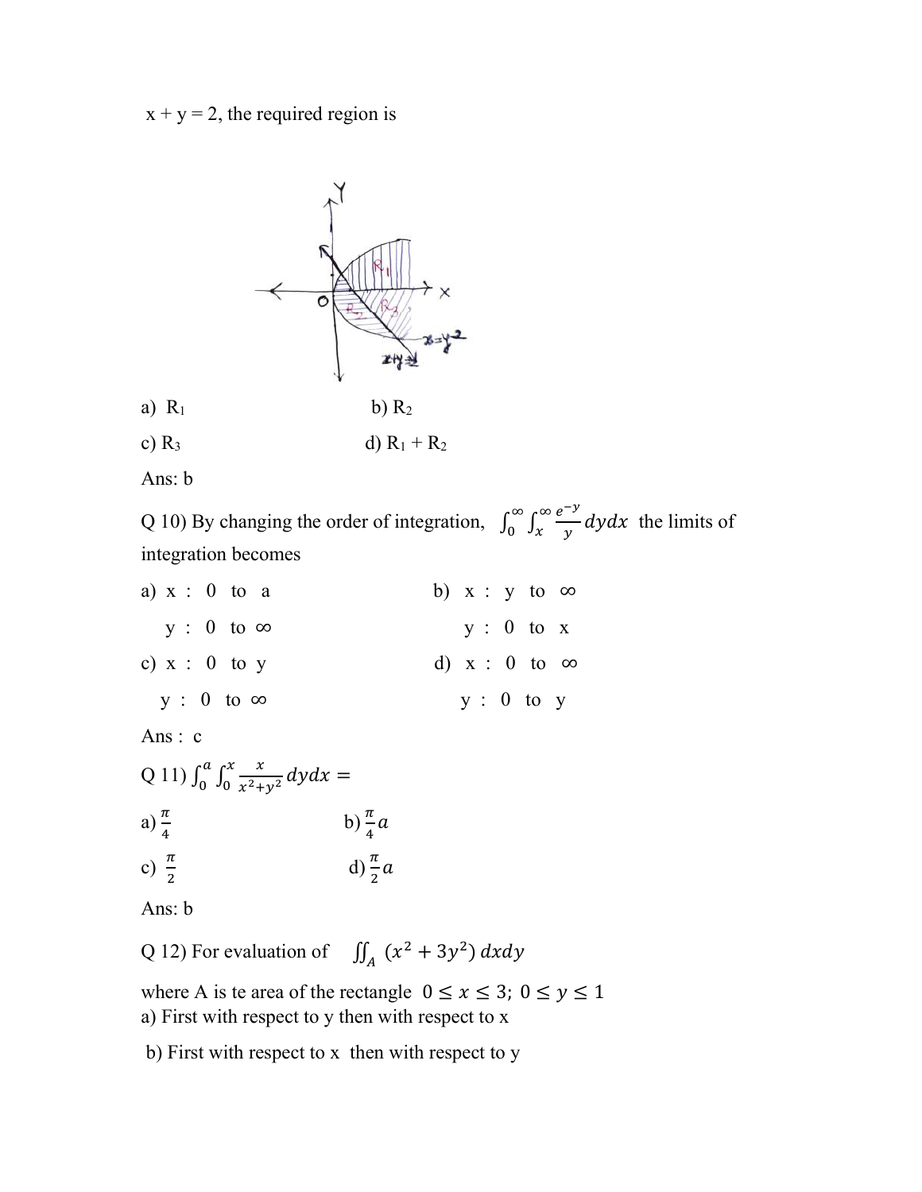x + y = 2, the required region is

a) $R_1$　　　　　　　　b) $R_2$

c) $R_3$　　　　　　　　d) $R_1 + R_2$

Ans: b

Q 10) By changing the order of integration, $\int_0^\infty \int_x^\infty \frac{e^{-y}}{y} dydx$ the limits of integration becomes

a) x : 0 to a
　y : 0 to ∞

b) x : y to ∞
　y : 0 to x

c) x : 0 to y
　y : 0 to ∞

d) x : 0 to ∞
　y : 0 to y

Ans : c

Q 11) $\int_0^a \int_0^x \frac{x}{x^2+y^2} dydx =$

a) $\frac{\pi}{4}$　　　　　　　　b) $\frac{\pi}{4}a$

c) $\frac{\pi}{2}$　　　　　　　　d) $\frac{\pi}{2}a$

Ans: b

Q 12) For evaluation of $\iint_A (x^2 + 3y^2)\, dxdy$

where A is te area of the rectangle $0 \le x \le 3;\ 0 \le y \le 1$

a) First with respect to y then with respect to x

b) First with respect to x then with respect to y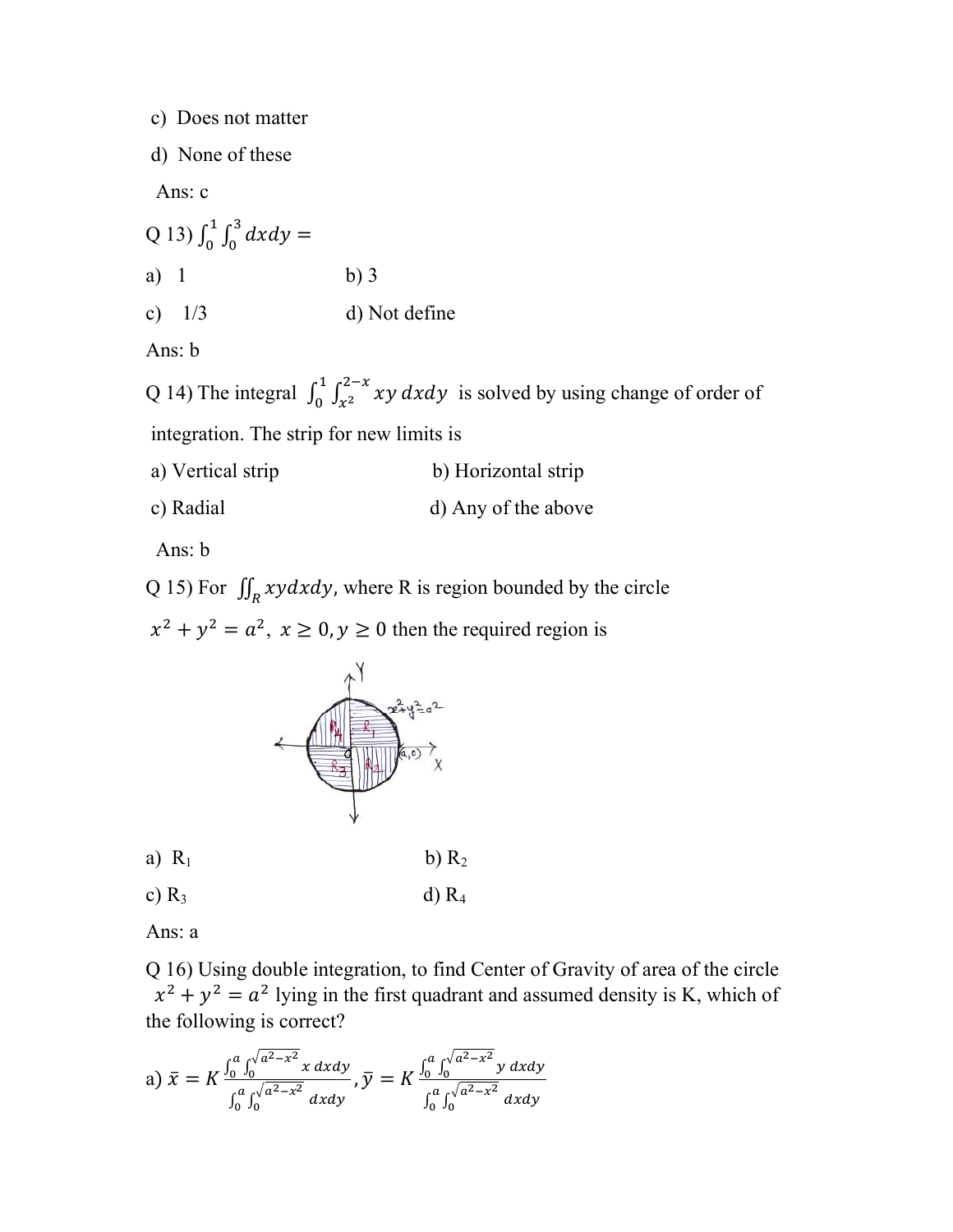c) Does not matter

d) None of these

Ans: c

Q 13) $\int_0^1 \int_0^3 dxdy =$

a) 1 &nbsp;&nbsp;&nbsp;&nbsp;&nbsp;&nbsp;&nbsp;&nbsp; b) 3

c) 1/3 &nbsp;&nbsp;&nbsp;&nbsp;&nbsp;&nbsp;&nbsp;&nbsp; d) Not define

Ans: b

Q 14) The integral $\int_0^1 \int_{x^2}^{2-x} xy\, dxdy$ is solved by using change of order of integration. The strip for new limits is

a) Vertical strip &nbsp;&nbsp;&nbsp;&nbsp;&nbsp;&nbsp;&nbsp;&nbsp; b) Horizontal strip

c) Radial &nbsp;&nbsp;&nbsp;&nbsp;&nbsp;&nbsp;&nbsp;&nbsp; d) Any of the above

Ans: b

Q 15) For $\iint_R xydxdy$, where R is region bounded by the circle $x^2 + y^2 = a^2,\ x \geq 0, y \geq 0$ then the required region is

Y
$x^2+y^2=a^2$
$R_4$ $R_1$
O
$R_3$ $R_2$
(a,0)
X

a) $R_1$ &nbsp;&nbsp;&nbsp;&nbsp;&nbsp;&nbsp;&nbsp;&nbsp; b) $R_2$

c) $R_3$ &nbsp;&nbsp;&nbsp;&nbsp;&nbsp;&nbsp;&nbsp;&nbsp; d) $R_4$

Ans: a

Q 16) Using double integration, to find Center of Gravity of area of the circle $x^2 + y^2 = a^2$ lying in the first quadrant and assumed density is K, which of the following is correct?

a) $\bar{x} = K\dfrac{\int_0^a \int_0^{\sqrt{a^2-x^2}} x\, dxdy}{\int_0^a \int_0^{\sqrt{a^2-x^2}} dxdy}, \bar{y} = K\dfrac{\int_0^a \int_0^{\sqrt{a^2-x^2}} y\, dxdy}{\int_0^a \int_0^{\sqrt{a^2-x^2}} dxdy}$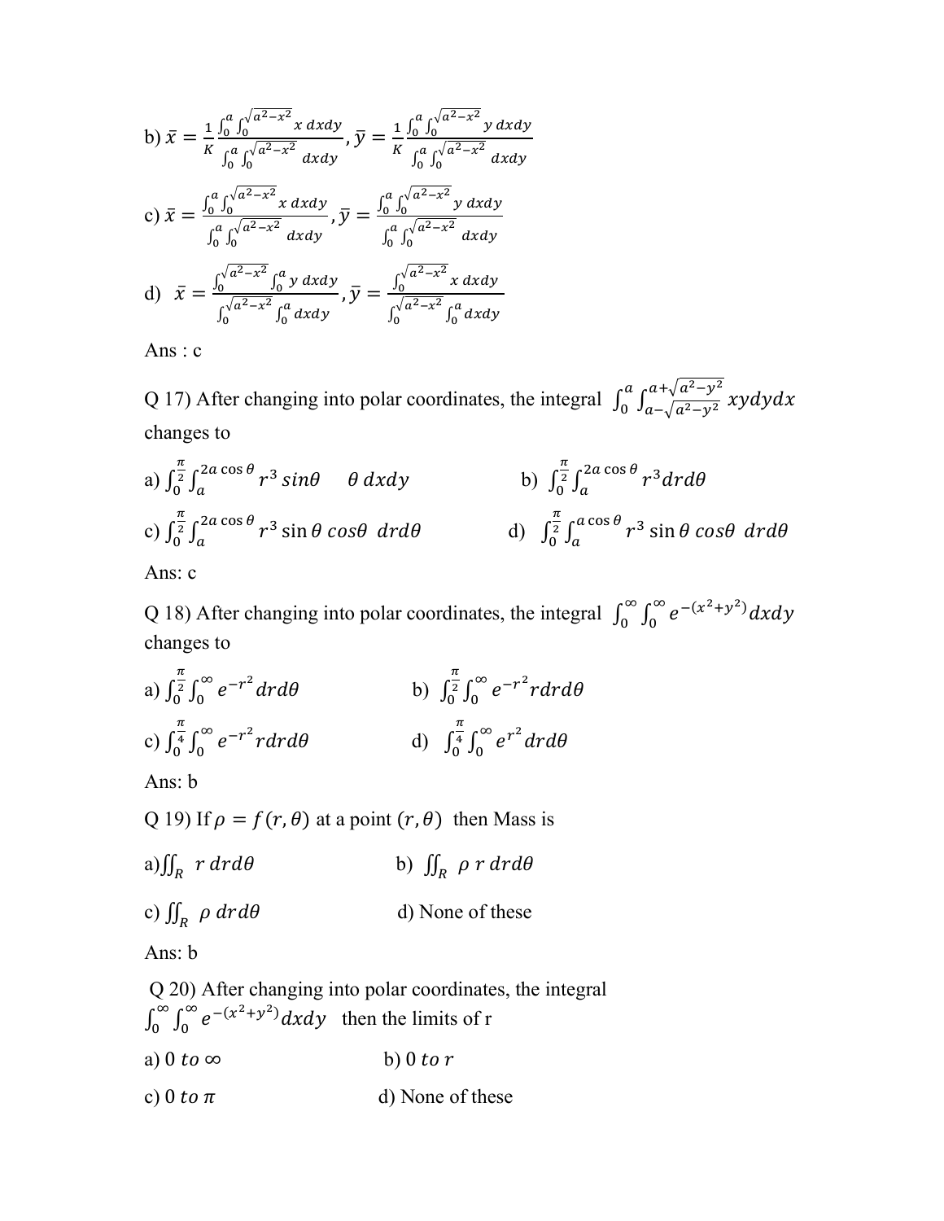b) $\bar{x} = \frac{1}{K}\frac{\int_0^a \int_0^{\sqrt{a^2-x^2}} x\,dxdy}{\int_0^a \int_0^{\sqrt{a^2-x^2}} dxdy}, \bar{y} = \frac{1}{K}\frac{\int_0^a \int_0^{\sqrt{a^2-x^2}} y\,dxdy}{\int_0^a \int_0^{\sqrt{a^2-x^2}} dxdy}$

c) $\bar{x} = \frac{\int_0^a \int_0^{\sqrt{a^2-x^2}} x\,dxdy}{\int_0^a \int_0^{\sqrt{a^2-x^2}} dxdy}, \bar{y} = \frac{\int_0^a \int_0^{\sqrt{a^2-x^2}} y\,dxdy}{\int_0^a \int_0^{\sqrt{a^2-x^2}} dxdy}$

d) $\bar{x} = \frac{\int_0^{\sqrt{a^2-x^2}} \int_0^a y\,dxdy}{\int_0^{\sqrt{a^2-x^2}} \int_0^a dxdy}, \bar{y} = \frac{\int_0^{\sqrt{a^2-x^2}} x\,dxdy}{\int_0^{\sqrt{a^2-x^2}} \int_0^a dxdy}$

Ans : c

Q 17) After changing into polar coordinates, the integral $\int_0^a \int_{a-\sqrt{a^2-y^2}}^{a+\sqrt{a^2-y^2}} xydydx$ changes to

a) $\int_0^{\frac{\pi}{2}} \int_a^{2a\cos\theta} r^3 \sin\theta \quad \theta\, dxdy$

b) $\int_0^{\frac{\pi}{2}} \int_a^{2a\cos\theta} r^3 drd\theta$

c) $\int_0^{\frac{\pi}{2}} \int_a^{2a\cos\theta} r^3 \sin\theta \cos\theta \ drd\theta$

d) $\int_0^{\frac{\pi}{2}} \int_a^{a\cos\theta} r^3 \sin\theta \cos\theta \ drd\theta$

Ans: c

Q 18) After changing into polar coordinates, the integral $\int_0^\infty \int_0^\infty e^{-(x^2+y^2)} dxdy$ changes to

a) $\int_0^{\frac{\pi}{2}} \int_0^\infty e^{-r^2} drd\theta$

b) $\int_0^{\frac{\pi}{2}} \int_0^\infty e^{-r^2} rdrd\theta$

c) $\int_0^{\frac{\pi}{4}} \int_0^\infty e^{-r^2} rdrd\theta$

d) $\int_0^{\frac{\pi}{4}} \int_0^\infty e^{r^2} drd\theta$

Ans: b

Q 19) If $\rho = f(r,\theta)$ at a point $(r,\theta)$ then Mass is

a) $\iint_R \ r\,drd\theta$

b) $\iint_R \ \rho\, r\,drd\theta$

c) $\iint_R \ \rho\, drd\theta$

d) None of these

Ans: b

Q 20) After changing into polar coordinates, the integral $\int_0^\infty \int_0^\infty e^{-(x^2+y^2)} dxdy$ then the limits of r

a) $0 \ to \ \infty$

b) $0 \ to \ r$

c) $0 \ to \ \pi$

d) None of these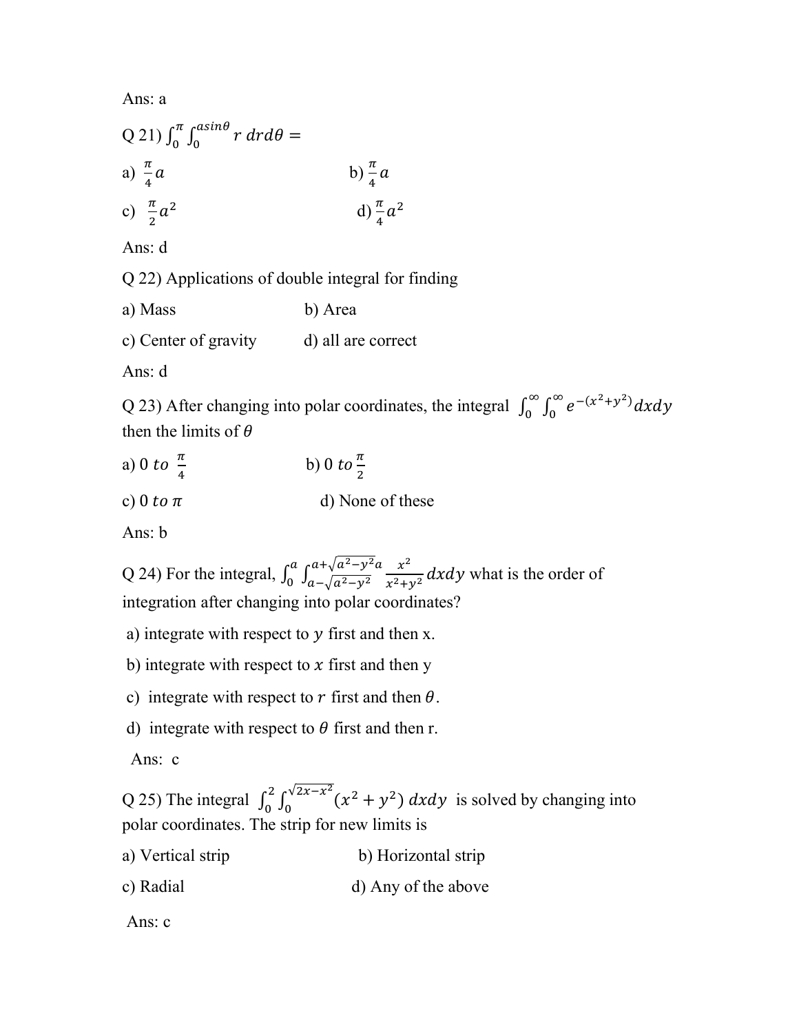Ans: a

Q 21) $\int_0^{\pi} \int_0^{a\sin\theta} r \, dr d\theta =$

a) $\frac{\pi}{4}a$ b) $\frac{\pi}{4}a$

c) $\frac{\pi}{2}a^2$ d) $\frac{\pi}{4}a^2$

Ans: d

Q 22) Applications of double integral for finding

a) Mass b) Area

c) Center of gravity d) all are correct

Ans: d

Q 23) After changing into polar coordinates, the integral $\int_0^{\infty} \int_0^{\infty} e^{-(x^2+y^2)} dxdy$ then the limits of $\theta$

a) $0 \; to \; \frac{\pi}{4}$ b) $0 \; to \; \frac{\pi}{2}$

c) $0 \; to \; \pi$ d) None of these

Ans: b

Q 24) For the integral, $\int_0^{a} \int_{a-\sqrt{a^2-y^2}}^{a+\sqrt{a^2-y^2}a} \frac{x^2}{x^2+y^2} dxdy$ what is the order of integration after changing into polar coordinates?

a) integrate with respect to $y$ first and then x.

b) integrate with respect to $x$ first and then y

c) integrate with respect to $r$ first and then $\theta$.

d) integrate with respect to $\theta$ first and then r.

Ans: c

Q 25) The integral $\int_0^{2} \int_0^{\sqrt{2x-x^2}} (x^2 + y^2) \, dxdy$ is solved by changing into polar coordinates. The strip for new limits is

a) Vertical strip b) Horizontal strip

c) Radial d) Any of the above

Ans: c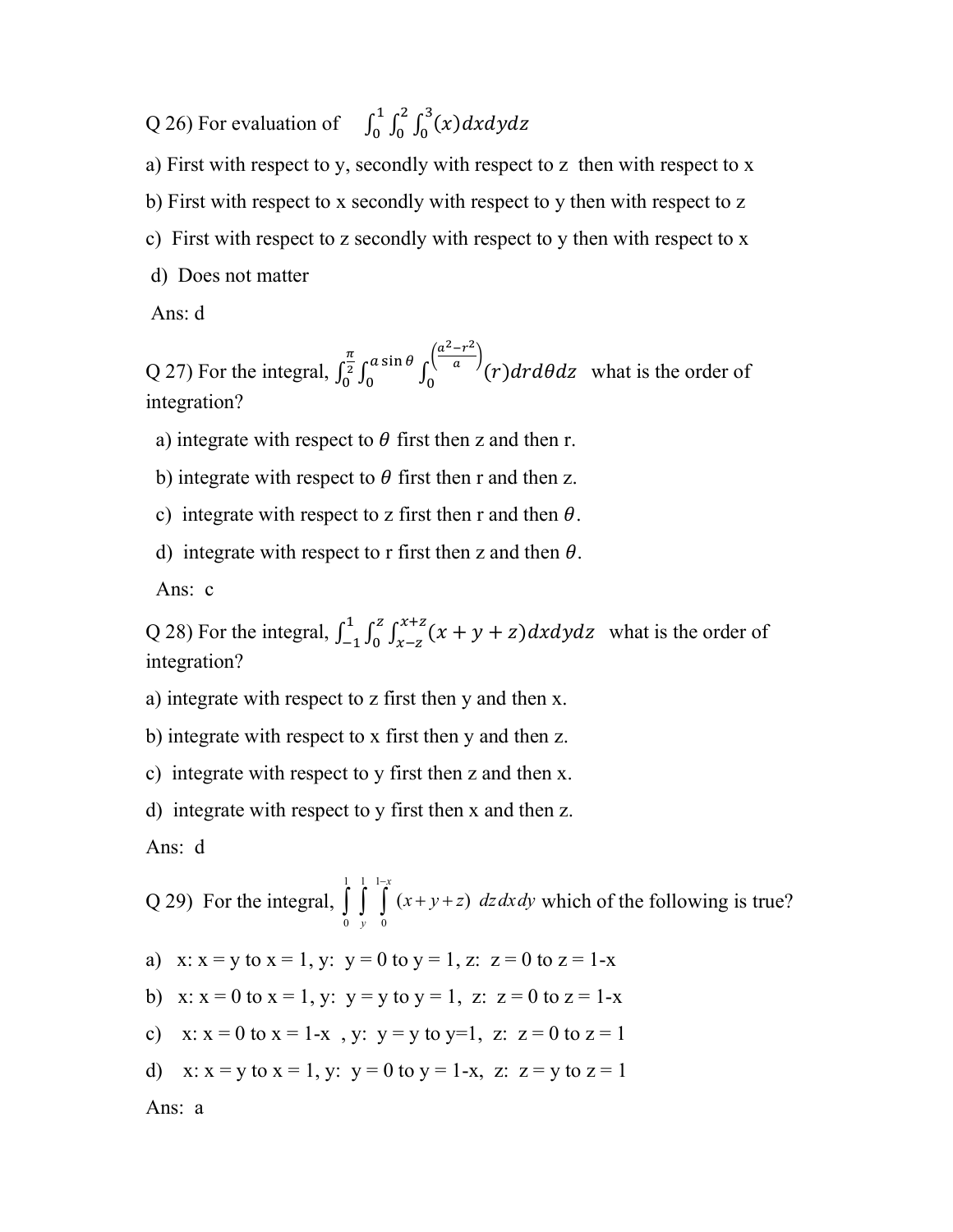Q 26) For evaluation of $\int_0^1 \int_0^2 \int_0^3 (x)dxdydz$

a) First with respect to y, secondly with respect to z then with respect to x

b) First with respect to x secondly with respect to y then with respect to z

c) First with respect to z secondly with respect to y then with respect to x

d) Does not matter

Ans: d

Q 27) For the integral, $\int_0^{\frac{\pi}{2}} \int_0^{a\sin\theta} \int_0^{\left(\frac{a^2-r^2}{a}\right)} (r)drd\theta dz$ what is the order of integration?

a) integrate with respect to $\theta$ first then z and then r.

b) integrate with respect to $\theta$ first then r and then z.

c) integrate with respect to z first then r and then $\theta$.

d) integrate with respect to r first then z and then $\theta$.

Ans: c

Q 28) For the integral, $\int_{-1}^{1} \int_0^{z} \int_{x-z}^{x+z} (x + y + z)dxdydz$ what is the order of integration?

a) integrate with respect to z first then y and then x.

b) integrate with respect to x first then y and then z.

c) integrate with respect to y first then z and then x.

d) integrate with respect to y first then x and then z.

Ans: d

Q 29) For the integral, $\int_0^1 \int_y^1 \int_0^{1-x} (x+y+z)\ dzdxdy$ which of the following is true?

a) x: x = y to x = 1, y: y = 0 to y = 1, z: z = 0 to z = 1-x

b) x: x = 0 to x = 1, y: y = y to y = 1, z: z = 0 to z = 1-x

c) x: x = 0 to x = 1-x , y: y = y to y=1, z: z = 0 to z = 1

d) x: x = y to x = 1, y: y = 0 to y = 1-x, z: z = y to z = 1

Ans: a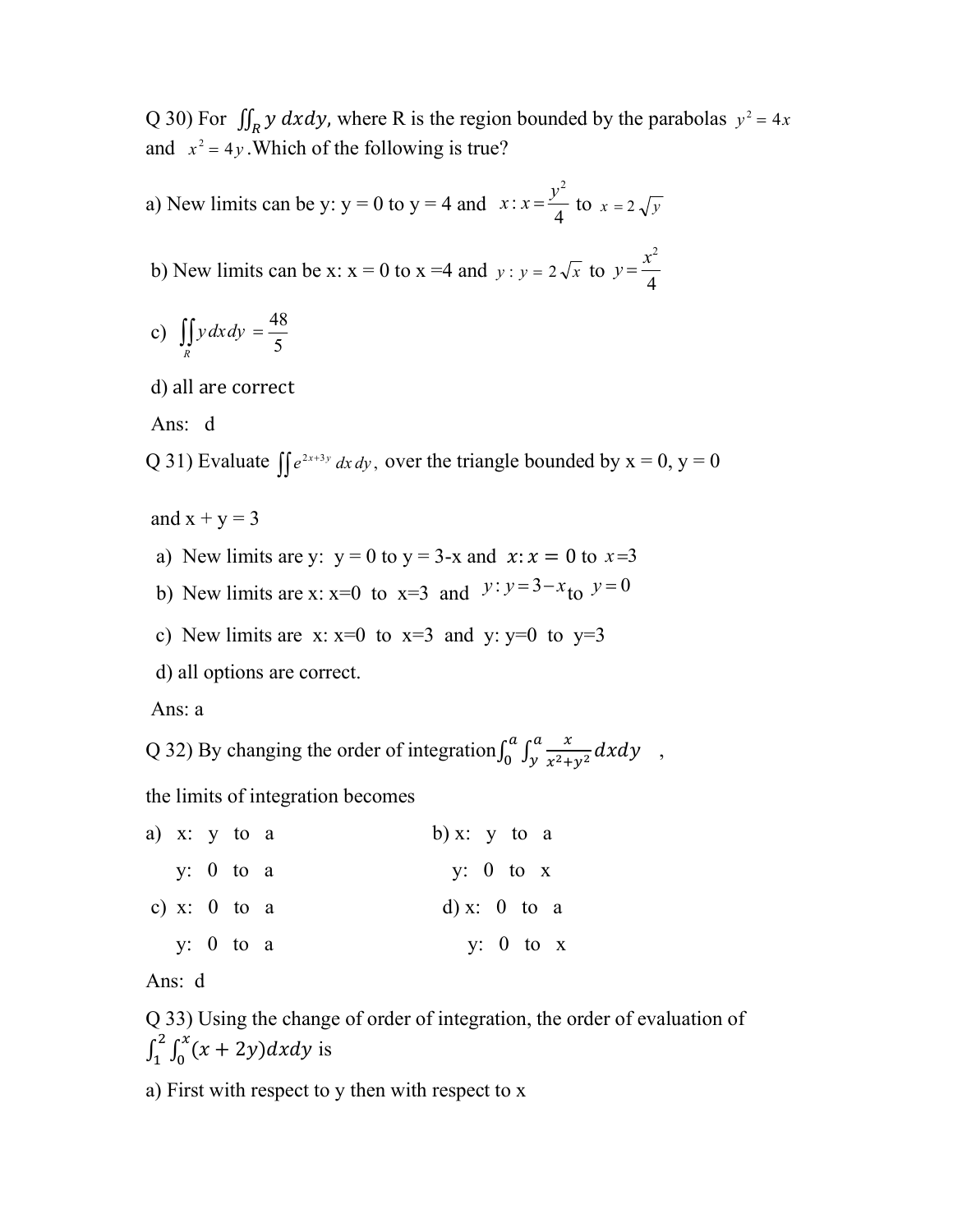Q 30) For $\iint_R y\, dxdy$, where R is the region bounded by the parabolas $y^2 = 4x$ and $x^2 = 4y$. Which of the following is true?

a) New limits can be y: y = 0 to y = 4 and $x : x = \frac{y^2}{4}$ to $x = 2\sqrt{y}$

b) New limits can be x: x = 0 to x = 4 and $y : y = 2\sqrt{x}$ to $y = \frac{x^2}{4}$

c) $\iint_R y\, dx dy = \frac{48}{5}$

d) all are correct

Ans: d

Q 31) Evaluate $\iint e^{2x+3y}\, dx\, dy$, over the triangle bounded by x = 0, y = 0 and x + y = 3

a) New limits are y: y = 0 to y = 3-x and $x: x = 0$ to $x = 3$

b) New limits are x: x=0 to x=3 and $y: y = 3 - x$ to $y = 0$

c) New limits are x: x=0 to x=3 and y: y=0 to y=3

d) all options are correct.

Ans: a

Q 32) By changing the order of integration $\int_0^a \int_y^a \frac{x}{x^2+y^2} dxdy$ ,

the limits of integration becomes

a) x: y to a
 y: 0 to a

b) x: y to a
 y: 0 to x

c) x: 0 to a
 y: 0 to a

d) x: 0 to a
 y: 0 to x

Ans: d

Q 33) Using the change of order of integration, the order of evaluation of $\int_1^2 \int_0^x (x + 2y) dxdy$ is

a) First with respect to y then with respect to x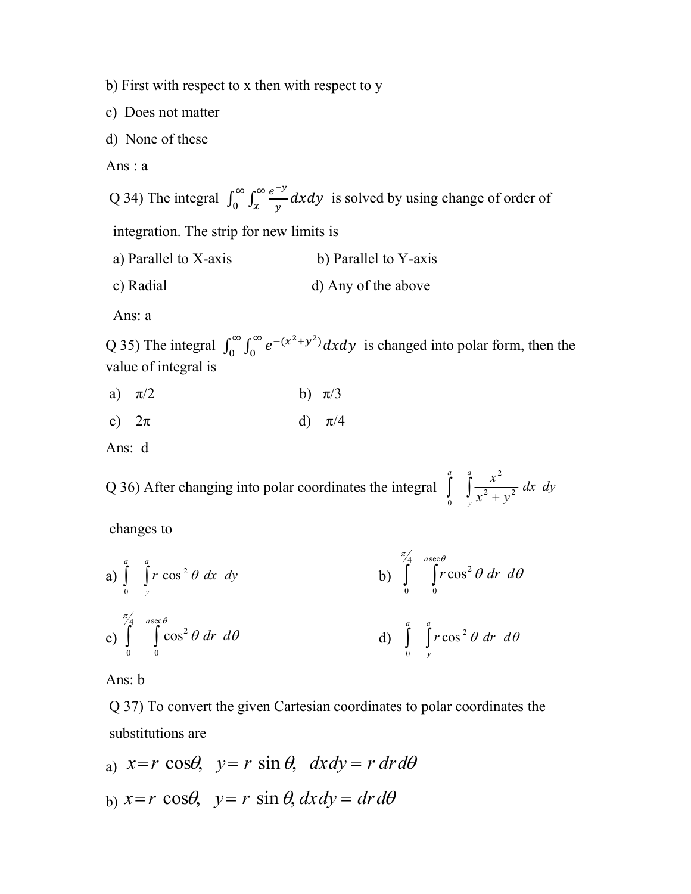b) First with respect to x then with respect to y

c) Does not matter

d) None of these

Ans : a

Q 34) The integral $\int_0^\infty \int_x^\infty \frac{e^{-y}}{y} dxdy$ is solved by using change of order of integration. The strip for new limits is

a) Parallel to X-axis

b) Parallel to Y-axis

c) Radial

d) Any of the above

Ans: a

Q 35) The integral $\int_0^\infty \int_0^\infty e^{-(x^2+y^2)} dxdy$ is changed into polar form, then the value of integral is

a) π/2

b) π/3

c) 2π

d) π/4

Ans: d

Q 36) After changing into polar coordinates the integral $\int_0^a \int_y^a \frac{x^2}{x^2+y^2} dx \ dy$ changes to

a) $\int_0^a \int_y^a r \cos^2\theta \ dx \ dy$

b) $\int_0^{\pi/4} \int_0^{a\sec\theta} r \cos^2\theta \ dr \ d\theta$

c) $\int_0^{\pi/4} \int_0^{a\sec\theta} \cos^2\theta \ dr \ d\theta$

d) $\int_0^a \int_y^a r \cos^2\theta \ dr \ d\theta$

Ans: b

Q 37) To convert the given Cartesian coordinates to polar coordinates the substitutions are

a) $x = r\cos\theta, \quad y = r\sin\theta, \quad dxdy = r\,dr\,d\theta$

b) $x = r\cos\theta, \quad y = r\sin\theta, \, dxdy = dr\,d\theta$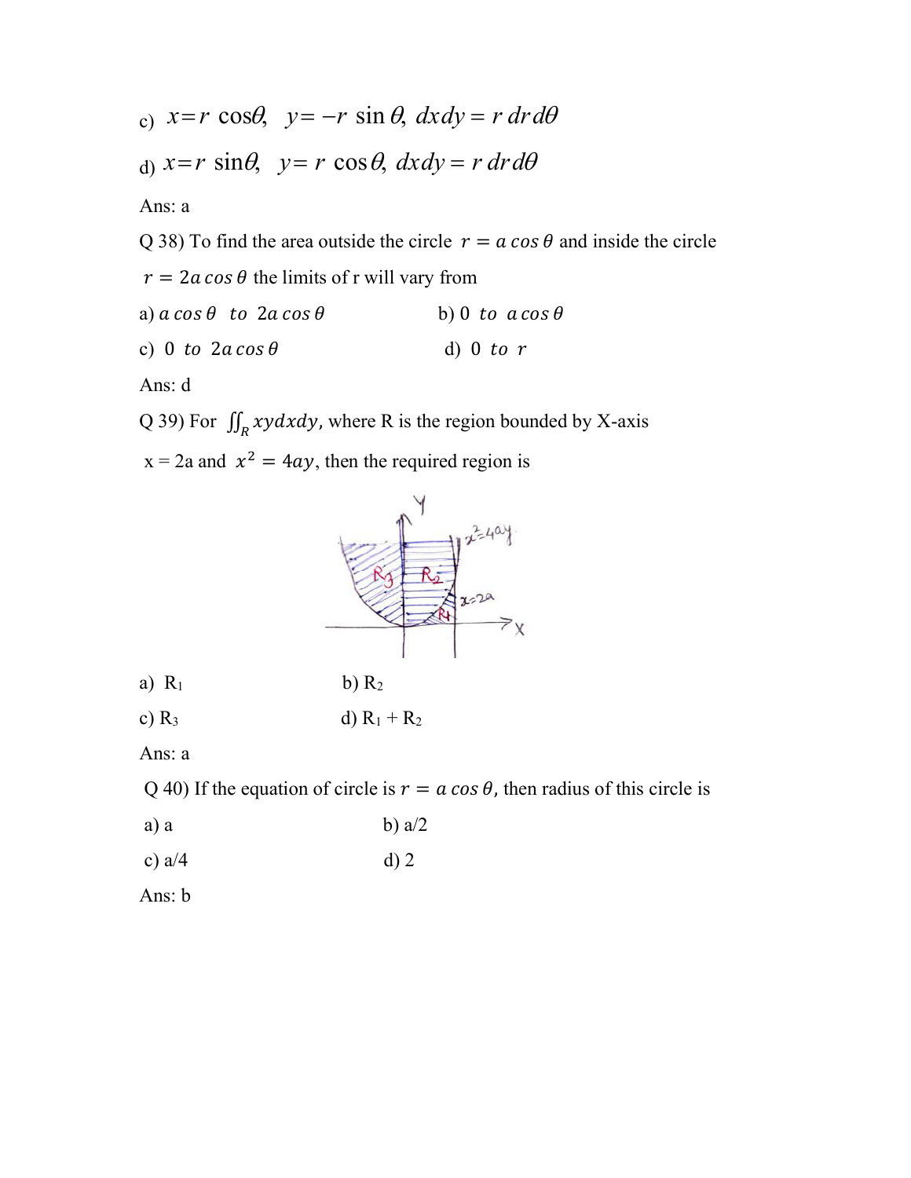c) $x = r\cos\theta, \quad y = -r\sin\theta, \; dxdy = r\,drd\theta$

d) $x = r\sin\theta, \quad y = r\cos\theta, \; dxdy = r\,drd\theta$

Ans: a

Q 38) To find the area outside the circle $r = a\cos\theta$ and inside the circle $r = 2a\cos\theta$ the limits of r will vary from

a) $a\cos\theta$ to $2a\cos\theta$

b) $0$ to $a\cos\theta$

c) $0$ to $2a\cos\theta$

d) $0$ to $r$

Ans: d

Q 39) For $\iint_R xy\,dxdy$, where R is the region bounded by X-axis $x = 2a$ and $x^2 = 4ay$, then the required region is

Y

$x^2=4ay$

$R_3$

$R_2$

$x=2a$

$R_1$

X

a) $R_1$

b) $R_2$

c) $R_3$

d) $R_1 + R_2$

Ans: a

Q 40) If the equation of circle is $r = a\cos\theta$, then radius of this circle is

a) a

b) a/2

c) a/4

d) 2

Ans: b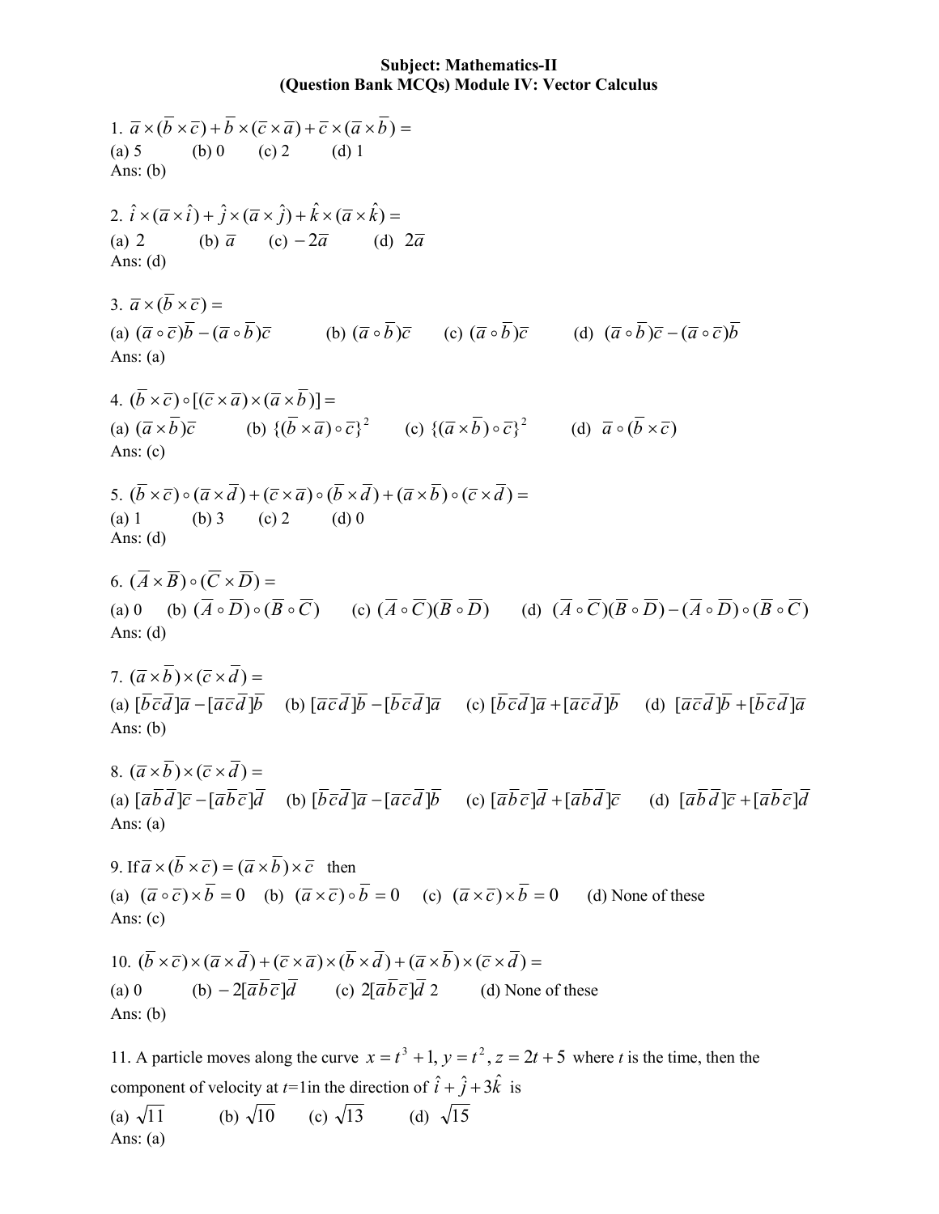**Subject: Mathematics-II**
**(Question Bank MCQs) Module IV: Vector Calculus**

1. $\overline{a}\times(\overline{b}\times\overline{c})+\overline{b}\times(\overline{c}\times\overline{a})+\overline{c}\times(\overline{a}\times\overline{b})=$
(a) 5 (b) 0 (c) 2 (d) 1
Ans: (b)

2. $\hat{i}\times(\overline{a}\times\hat{i})+\hat{j}\times(\overline{a}\times\hat{j})+\hat{k}\times(\overline{a}\times\hat{k})=$
(a) 2 (b) $\overline{a}$ (c) $-2\overline{a}$ (d) $2\overline{a}$
Ans: (d)

3. $\overline{a}\times(\overline{b}\times\overline{c})=$
(a) $(\overline{a}\circ\overline{c})\overline{b}-(\overline{a}\circ\overline{b})\overline{c}$ (b) $(\overline{a}\circ\overline{b})\overline{c}$ (c) $(\overline{a}\circ\overline{b})\overline{c}$ (d) $(\overline{a}\circ\overline{b})\overline{c}-(\overline{a}\circ\overline{c})\overline{b}$
Ans: (a)

4. $(\overline{b}\times\overline{c})\circ[(\overline{c}\times\overline{a})\times(\overline{a}\times\overline{b})]=$
(a) $(\overline{a}\times\overline{b})\overline{c}$ (b) $\{(\overline{b}\times\overline{a})\circ\overline{c}\}^2$ (c) $\{(\overline{a}\times\overline{b})\circ\overline{c}\}^2$ (d) $\overline{a}\circ(\overline{b}\times\overline{c})$
Ans: (c)

5. $(\overline{b}\times\overline{c})\circ(\overline{a}\times\overline{d})+(\overline{c}\times\overline{a})\circ(\overline{b}\times\overline{d})+(\overline{a}\times\overline{b})\circ(\overline{c}\times\overline{d})=$
(a) 1 (b) 3 (c) 2 (d) 0
Ans: (d)

6. $(\overline{A}\times\overline{B})\circ(\overline{C}\times\overline{D})=$
(a) 0 (b) $(\overline{A}\circ\overline{D})\circ(\overline{B}\circ\overline{C})$ (c) $(\overline{A}\circ\overline{C})(\overline{B}\circ\overline{D})$ (d) $(\overline{A}\circ\overline{C})(\overline{B}\circ\overline{D})-(\overline{A}\circ\overline{D})\circ(\overline{B}\circ\overline{C})$
Ans: (d)

7. $(\overline{a}\times\overline{b})\times(\overline{c}\times\overline{d})=$
(a) $[\overline{b}\overline{c}\overline{d}]\overline{a}-[\overline{a}\overline{c}\overline{d}]\overline{b}$ (b) $[\overline{a}\overline{c}\overline{d}]\overline{b}-[\overline{b}\overline{c}\overline{d}]\overline{a}$ (c) $[\overline{b}\overline{c}\overline{d}]\overline{a}+[\overline{a}\overline{c}\overline{d}]\overline{b}$ (d) $[\overline{a}\overline{c}\overline{d}]\overline{b}+[\overline{b}\overline{c}\overline{d}]\overline{a}$
Ans: (b)

8. $(\overline{a}\times\overline{b})\times(\overline{c}\times\overline{d})=$
(a) $[\overline{a}\overline{b}\overline{d}]\overline{c}-[\overline{a}\overline{b}\overline{c}]\overline{d}$ (b) $[\overline{b}\overline{c}\overline{d}]\overline{a}-[\overline{a}\overline{c}\overline{d}]\overline{b}$ (c) $[\overline{a}\overline{b}\overline{c}]\overline{d}+[\overline{a}\overline{b}\overline{d}]\overline{c}$ (d) $[\overline{a}\overline{b}\overline{d}]\overline{c}+[\overline{a}\overline{b}\overline{c}]\overline{d}$
Ans: (a)

9. If $\overline{a}\times(\overline{b}\times\overline{c})=(\overline{a}\times\overline{b})\times\overline{c}$ then
(a) $(\overline{a}\circ\overline{c})\times\overline{b}=0$ (b) $(\overline{a}\times\overline{c})\circ\overline{b}=0$ (c) $(\overline{a}\times\overline{c})\times\overline{b}=0$ (d) None of these
Ans: (c)

10. $(\overline{b}\times\overline{c})\times(\overline{a}\times\overline{d})+(\overline{c}\times\overline{a})\times(\overline{b}\times\overline{d})+(\overline{a}\times\overline{b})\times(\overline{c}\times\overline{d})=$
(a) 0 (b) $-2[\overline{a}\overline{b}\overline{c}]\overline{d}$ (c) $2[\overline{a}\overline{b}\overline{c}]\overline{d}$ 2 (d) None of these
Ans: (b)

11. A particle moves along the curve $x=t^3+1, y=t^2, z=2t+5$ where $t$ is the time, then the component of velocity at $t$=1in the direction of $\hat{i}+\hat{j}+3\hat{k}$ is
(a) $\sqrt{11}$ (b) $\sqrt{10}$ (c) $\sqrt{13}$ (d) $\sqrt{15}$
Ans: (a)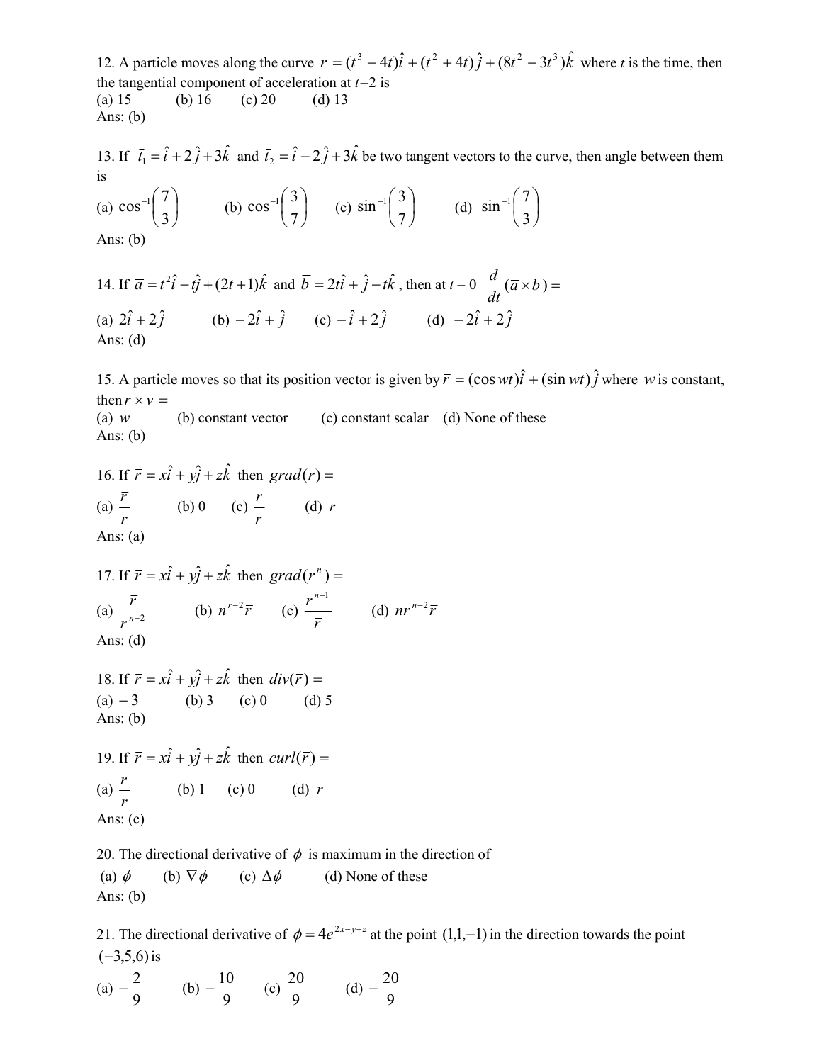12. A particle moves along the curve $\bar{r} = (t^3 - 4t)\hat{i} + (t^2 + 4t)\hat{j} + (8t^2 - 3t^3)\hat{k}$ where $t$ is the time, then the tangential component of acceleration at $t$=2 is

(a) 15 (b) 16 (c) 20 (d) 13

Ans: (b)

13. If $\bar{t}_1 = \hat{i} + 2\hat{j} + 3\hat{k}$ and $\bar{t}_2 = \hat{i} - 2\hat{j} + 3\hat{k}$ be two tangent vectors to the curve, then angle between them is

(a) $\cos^{-1}\left(\frac{7}{3}\right)$ (b) $\cos^{-1}\left(\frac{3}{7}\right)$ (c) $\sin^{-1}\left(\frac{3}{7}\right)$ (d) $\sin^{-1}\left(\frac{7}{3}\right)$

Ans: (b)

14. If $\bar{a} = t^2\hat{i} - t\hat{j} + (2t+1)\hat{k}$ and $\bar{b} = 2t\hat{i} + \hat{j} - t\hat{k}$, then at $t = 0$ $\frac{d}{dt}(\bar{a} \times \bar{b}) =$

(a) $2\hat{i} + 2\hat{j}$ (b) $-2\hat{i} + \hat{j}$ (c) $-\hat{i} + 2\hat{j}$ (d) $-2\hat{i} + 2\hat{j}$

Ans: (d)

15. A particle moves so that its position vector is given by $\bar{r} = (\cos wt)\hat{i} + (\sin wt)\hat{j}$ where $w$ is constant, then $\bar{r} \times \bar{v} =$

(a) $w$ (b) constant vector (c) constant scalar (d) None of these

Ans: (b)

16. If $\bar{r} = x\hat{i} + y\hat{j} + z\hat{k}$ then $grad(r) =$

(a) $\frac{\bar{r}}{r}$ (b) 0 (c) $\frac{r}{\bar{r}}$ (d) $r$

Ans: (a)

17. If $\bar{r} = x\hat{i} + y\hat{j} + z\hat{k}$ then $grad(r^n) =$

(a) $\frac{\bar{r}}{r^{n-2}}$ (b) $n^{r-2}\bar{r}$ (c) $\frac{r^{n-1}}{\bar{r}}$ (d) $nr^{n-2}\bar{r}$

Ans: (d)

18. If $\bar{r} = x\hat{i} + y\hat{j} + z\hat{k}$ then $div(\bar{r}) =$

(a) $-3$ (b) 3 (c) 0 (d) 5

Ans: (b)

19. If $\bar{r} = x\hat{i} + y\hat{j} + z\hat{k}$ then $curl(\bar{r}) =$

(a) $\frac{\bar{r}}{r}$ (b) 1 (c) 0 (d) $r$

Ans: (c)

20. The directional derivative of $\phi$ is maximum in the direction of

(a) $\phi$ (b) $\nabla\phi$ (c) $\Delta\phi$ (d) None of these

Ans: (b)

21. The directional derivative of $\phi = 4e^{2x-y+z}$ at the point $(1,1,-1)$ in the direction towards the point $(-3,5,6)$ is

(a) $-\frac{2}{9}$ (b) $-\frac{10}{9}$ (c) $\frac{20}{9}$ (d) $-\frac{20}{9}$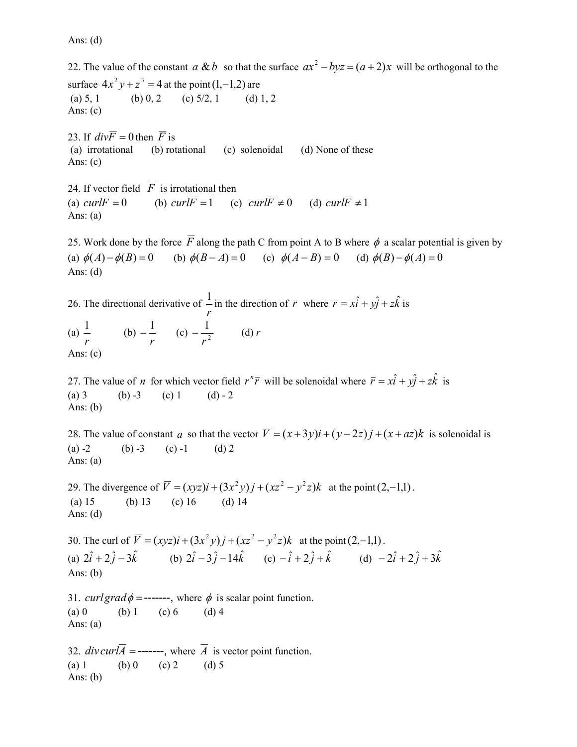Ans: (d)

22. The value of the constant $a$ & $b$ so that the surface $ax^2 - byz = (a+2)x$ will be orthogonal to the surface $4x^2y + z^3 = 4$ at the point $(1,-1,2)$ are

(a) 5, 1 (b) 0, 2 (c) 5/2, 1 (d) 1, 2

Ans: (c)

23. If $div\overline{F} = 0$ then $\overline{F}$ is

(a) irrotational (b) rotational (c) solenoidal (d) None of these

Ans: (c)

24. If vector field $\overline{F}$ is irrotational then

(a) $curl\overline{F} = 0$ (b) $curl\overline{F} = 1$ (c) $curl\overline{F} \neq 0$ (d) $curl\overline{F} \neq 1$

Ans: (a)

25. Work done by the force $\overline{F}$ along the path C from point A to B where $\phi$ a scalar potential is given by

(a) $\phi(A) - \phi(B) = 0$ (b) $\phi(B - A) = 0$ (c) $\phi(A - B) = 0$ (d) $\phi(B) - \phi(A) = 0$

Ans: (d)

26. The directional derivative of $\frac{1}{r}$ in the direction of $\overline{r}$ where $\overline{r} = x\hat{i} + y\hat{j} + z\hat{k}$ is

(a) $\frac{1}{r}$ (b) $-\frac{1}{r}$ (c) $-\frac{1}{r^2}$ (d) $r$

Ans: (c)

27. The value of $n$ for which vector field $r^n\overline{r}$ will be solenoidal where $\overline{r} = x\hat{i} + y\hat{j} + z\hat{k}$ is

(a) 3 (b) -3 (c) 1 (d) - 2

Ans: (b)

28. The value of constant $a$ so that the vector $\overline{V} = (x+3y)i + (y-2z)j + (x+az)k$ is solenoidal is

(a) -2 (b) -3 (c) -1 (d) 2

Ans: (a)

29. The divergence of $\overline{V} = (xyz)i + (3x^2y)j + (xz^2 - y^2z)k$ at the point $(2,-1,1)$.

(a) 15 (b) 13 (c) 16 (d) 14

Ans: (d)

30. The curl of $\overline{V} = (xyz)i + (3x^2y)j + (xz^2 - y^2z)k$ at the point $(2,-1,1)$.

(a) $2\hat{i} + 2\hat{j} - 3\hat{k}$ (b) $2\hat{i} - 3\hat{j} - 14\hat{k}$ (c) $-\hat{i} + 2\hat{j} + \hat{k}$ (d) $-2\hat{i} + 2\hat{j} + 3\hat{k}$

Ans: (b)

31. $curl\, grad\, \phi =$-------, where $\phi$ is scalar point function.

(a) 0 (b) 1 (c) 6 (d) 4

Ans: (a)

32. $div\, curl\overline{A} =$-------, where $\overline{A}$ is vector point function.

(a) 1 (b) 0 (c) 2 (d) 5

Ans: (b)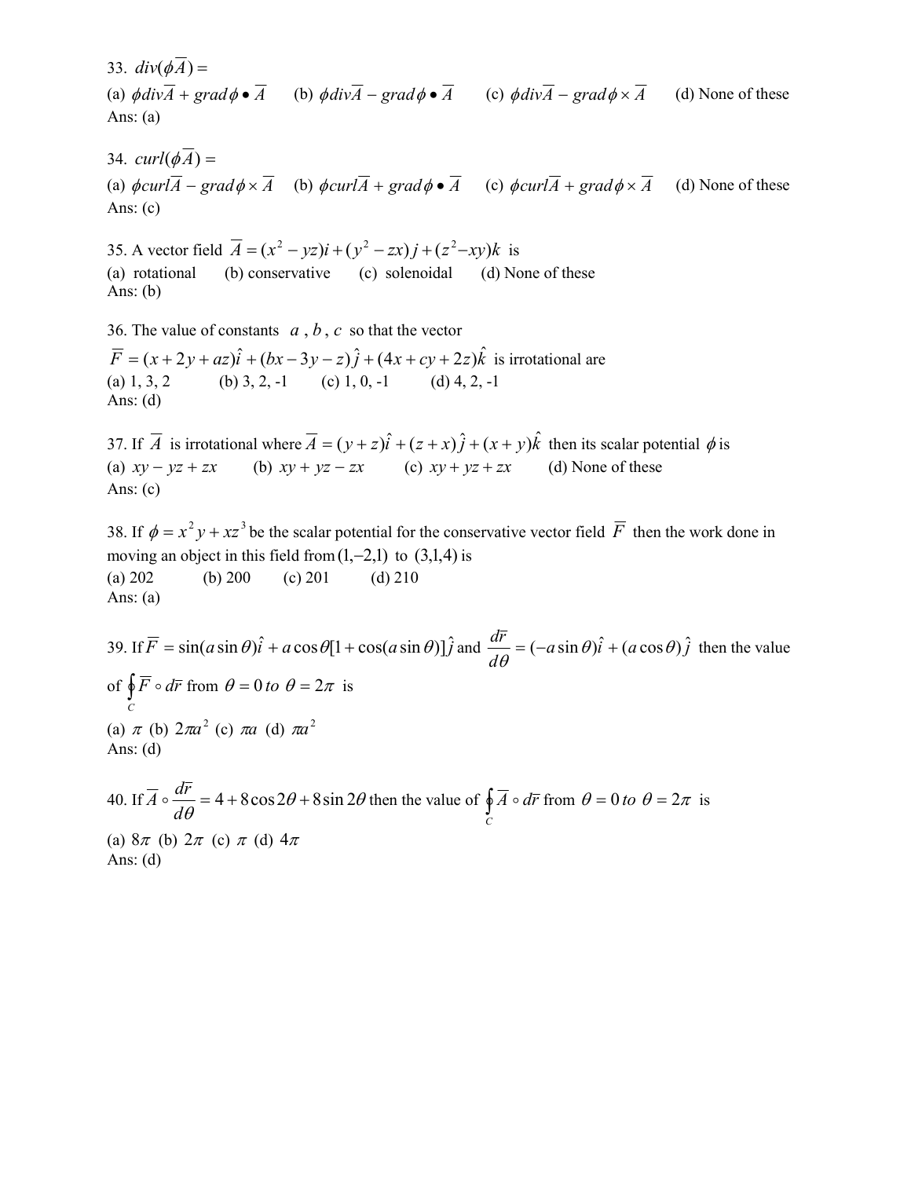33. $div(\phi\overline{A}) =$

(a) $\phi div\overline{A} + grad\phi \bullet \overline{A}$ (b) $\phi div\overline{A} - grad\phi \bullet \overline{A}$ (c) $\phi div\overline{A} - grad\phi \times \overline{A}$ (d) None of these

Ans: (a)

34. $curl(\phi\overline{A}) =$

(a) $\phi curl\overline{A} - grad\phi \times \overline{A}$ (b) $\phi curl\overline{A} + grad\phi \bullet \overline{A}$ (c) $\phi curl\overline{A} + grad\phi \times \overline{A}$ (d) None of these

Ans: (c)

35. A vector field $\overline{A} = (x^2 - yz)i + (y^2 - zx)j + (z^2 - xy)k$ is

(a) rotational (b) conservative (c) solenoidal (d) None of these

Ans: (b)

36. The value of constants $a$ , $b$ , $c$ so that the vector $\overline{F} = (x + 2y + az)\hat{i} + (bx - 3y - z)\hat{j} + (4x + cy + 2z)\hat{k}$ is irrotational are

(a) 1, 3, 2 (b) 3, 2, -1 (c) 1, 0, -1 (d) 4, 2, -1

Ans: (d)

37. If $\overline{A}$ is irrotational where $\overline{A} = (y + z)\hat{i} + (z + x)\hat{j} + (x + y)\hat{k}$ then its scalar potential $\phi$ is

(a) $xy - yz + zx$ (b) $xy + yz - zx$ (c) $xy + yz + zx$ (d) None of these

Ans: (c)

38. If $\phi = x^2 y + xz^3$ be the scalar potential for the conservative vector field $\overline{F}$ then the work done in moving an object in this field from $(1,-2,1)$ to $(3,1,4)$ is

(a) 202 (b) 200 (c) 201 (d) 210

Ans: (a)

39. If $\overline{F} = \sin(a\sin\theta)\hat{i} + a\cos\theta[1 + \cos(a\sin\theta)]\hat{j}$ and $\dfrac{d\overline{r}}{d\theta} = (-a\sin\theta)\hat{i} + (a\cos\theta)\hat{j}$ then the value of $\oint_C \overline{F} \circ d\overline{r}$ from $\theta = 0 \; to \; \theta = 2\pi$ is

(a) $\pi$ (b) $2\pi a^2$ (c) $\pi a$ (d) $\pi a^2$

Ans: (d)

40. If $\overline{A} \circ \dfrac{d\overline{r}}{d\theta} = 4 + 8\cos 2\theta + 8\sin 2\theta$ then the value of $\oint_C \overline{A} \circ d\overline{r}$ from $\theta = 0 \; to \; \theta = 2\pi$ is

(a) $8\pi$ (b) $2\pi$ (c) $\pi$ (d) $4\pi$

Ans: (d)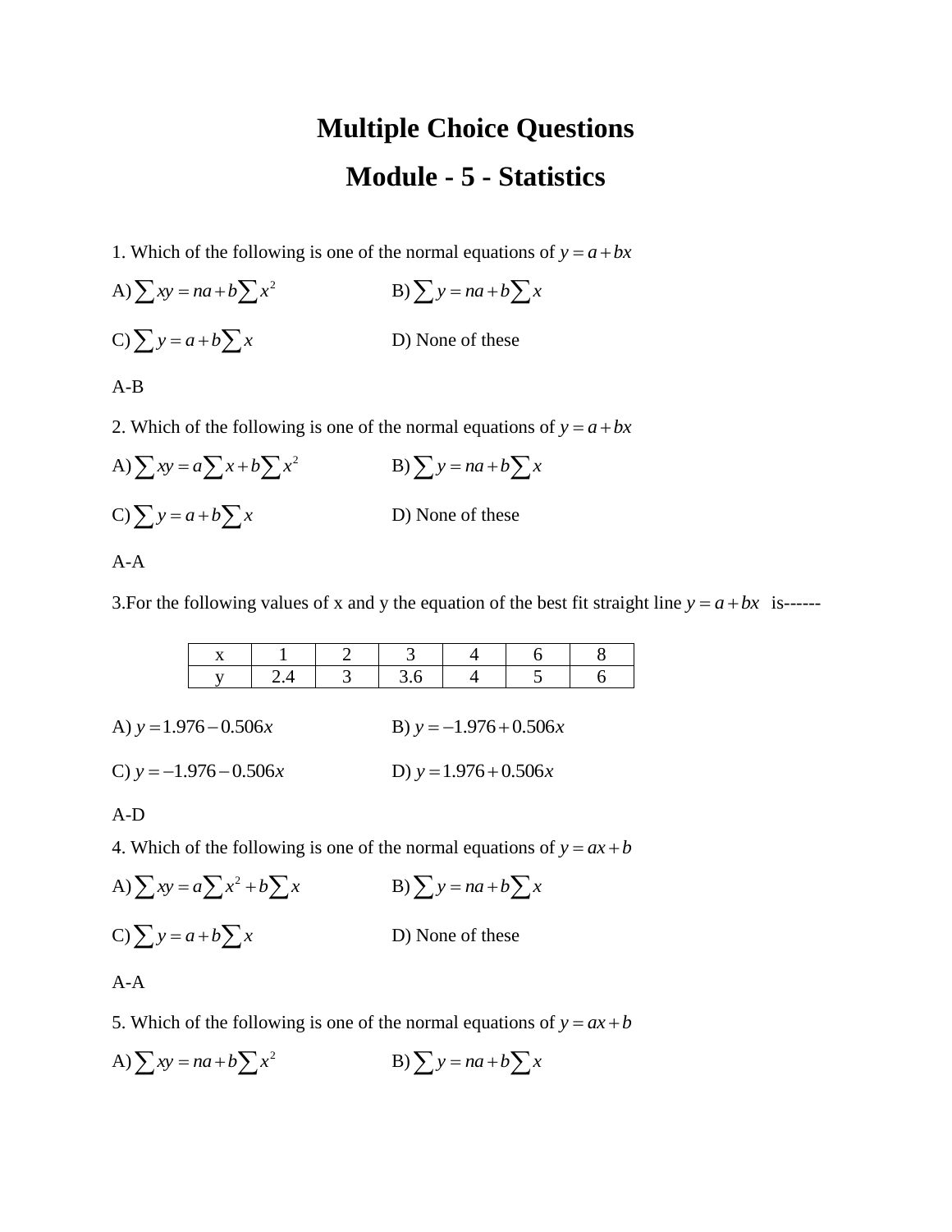# Multiple Choice Questions

## Module - 5 - Statistics

1. Which of the following is one of the normal equations of $y = a + bx$

A) $\sum xy = na + b\sum x^2$ B) $\sum y = na + b\sum x$

C) $\sum y = a + b\sum x$ D) None of these

A-B

2. Which of the following is one of the normal equations of $y = a + bx$

A) $\sum xy = a\sum x + b\sum x^2$ B) $\sum y = na + b\sum x$

C) $\sum y = a + b\sum x$ D) None of these

A-A

3.For the following values of x and y the equation of the best fit straight line $y = a + bx$ is------

| | | | | | | |
|---|---|---|---|---|---|---|
| x | 1 | 2 | 3 | 4 | 6 | 8 |
| y | 2.4 | 3 | 3.6 | 4 | 5 | 6 |

A) $y = 1.976 - 0.506x$ B) $y = -1.976 + 0.506x$

C) $y = -1.976 - 0.506x$ D) $y = 1.976 + 0.506x$

A-D

4. Which of the following is one of the normal equations of $y = ax + b$

A) $\sum xy = a\sum x^2 + b\sum x$ B) $\sum y = na + b\sum x$

C) $\sum y = a + b\sum x$ D) None of these

A-A

5. Which of the following is one of the normal equations of $y = ax + b$

A) $\sum xy = na + b\sum x^2$ B) $\sum y = na + b\sum x$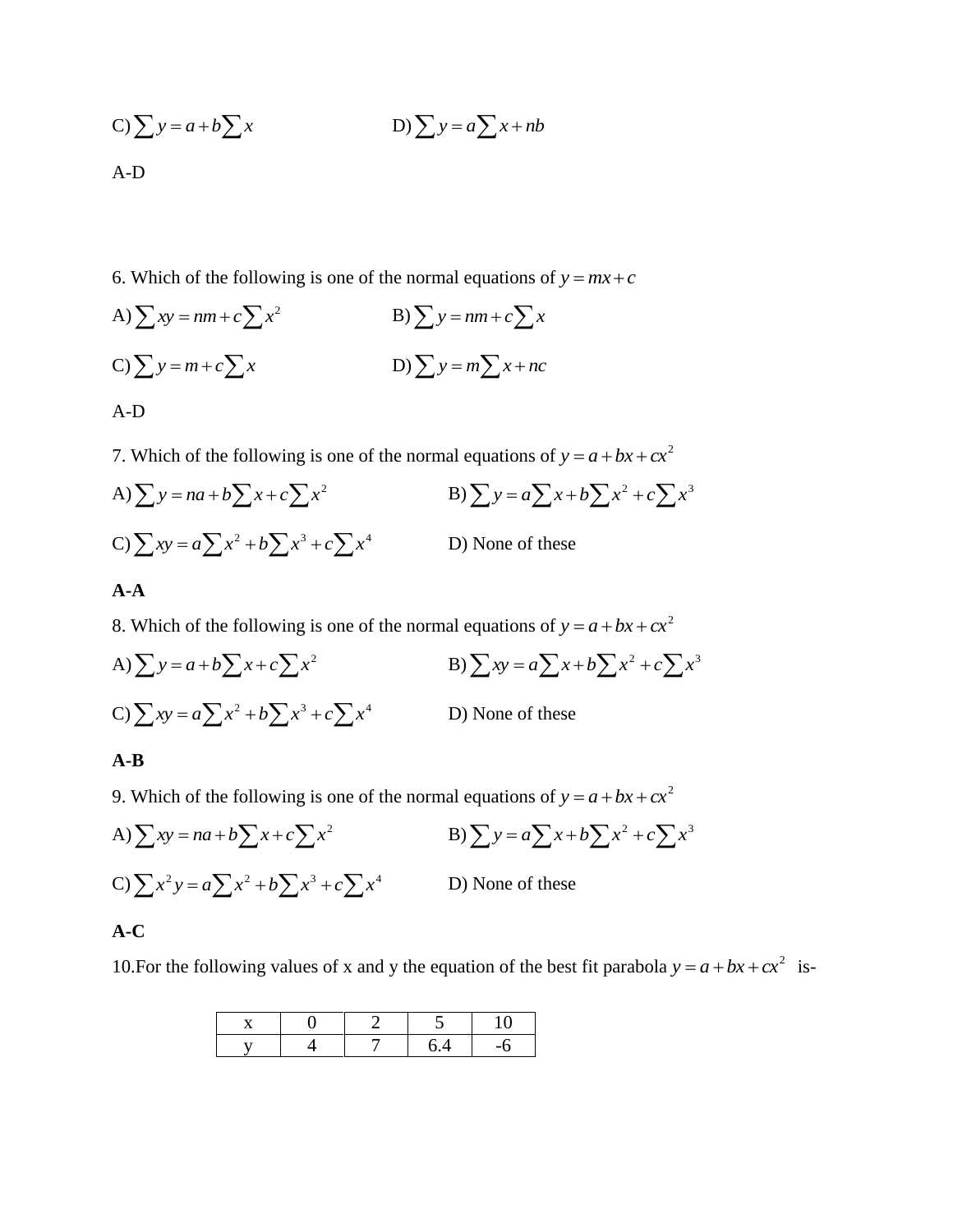C) $\sum y = a + b\sum x$ D) $\sum y = a\sum x + nb$

A-D

6. Which of the following is one of the normal equations of $y = mx + c$

A) $\sum xy = nm + c\sum x^2$ B) $\sum y = nm + c\sum x$

C) $\sum y = m + c\sum x$ D) $\sum y = m\sum x + nc$

A-D

7. Which of the following is one of the normal equations of $y = a + bx + cx^2$

A) $\sum y = na + b\sum x + c\sum x^2$ B) $\sum y = a\sum x + b\sum x^2 + c\sum x^3$

C) $\sum xy = a\sum x^2 + b\sum x^3 + c\sum x^4$ D) None of these

**A-A**

8. Which of the following is one of the normal equations of $y = a + bx + cx^2$

A) $\sum y = a + b\sum x + c\sum x^2$ B) $\sum xy = a\sum x + b\sum x^2 + c\sum x^3$

C) $\sum xy = a\sum x^2 + b\sum x^3 + c\sum x^4$ D) None of these

**A-B**

9. Which of the following is one of the normal equations of $y = a + bx + cx^2$

A) $\sum xy = na + b\sum x + c\sum x^2$ B) $\sum y = a\sum x + b\sum x^2 + c\sum x^3$

C) $\sum x^2 y = a\sum x^2 + b\sum x^3 + c\sum x^4$ D) None of these

**A-C**

10.For the following values of x and y the equation of the best fit parabola $y = a + bx + cx^2$ is-

| | | | | |
|---|---|---|---|---|
| x | 0 | 2 | 5 | 10 |
| y | 4 | 7 | 6.4 | -6 |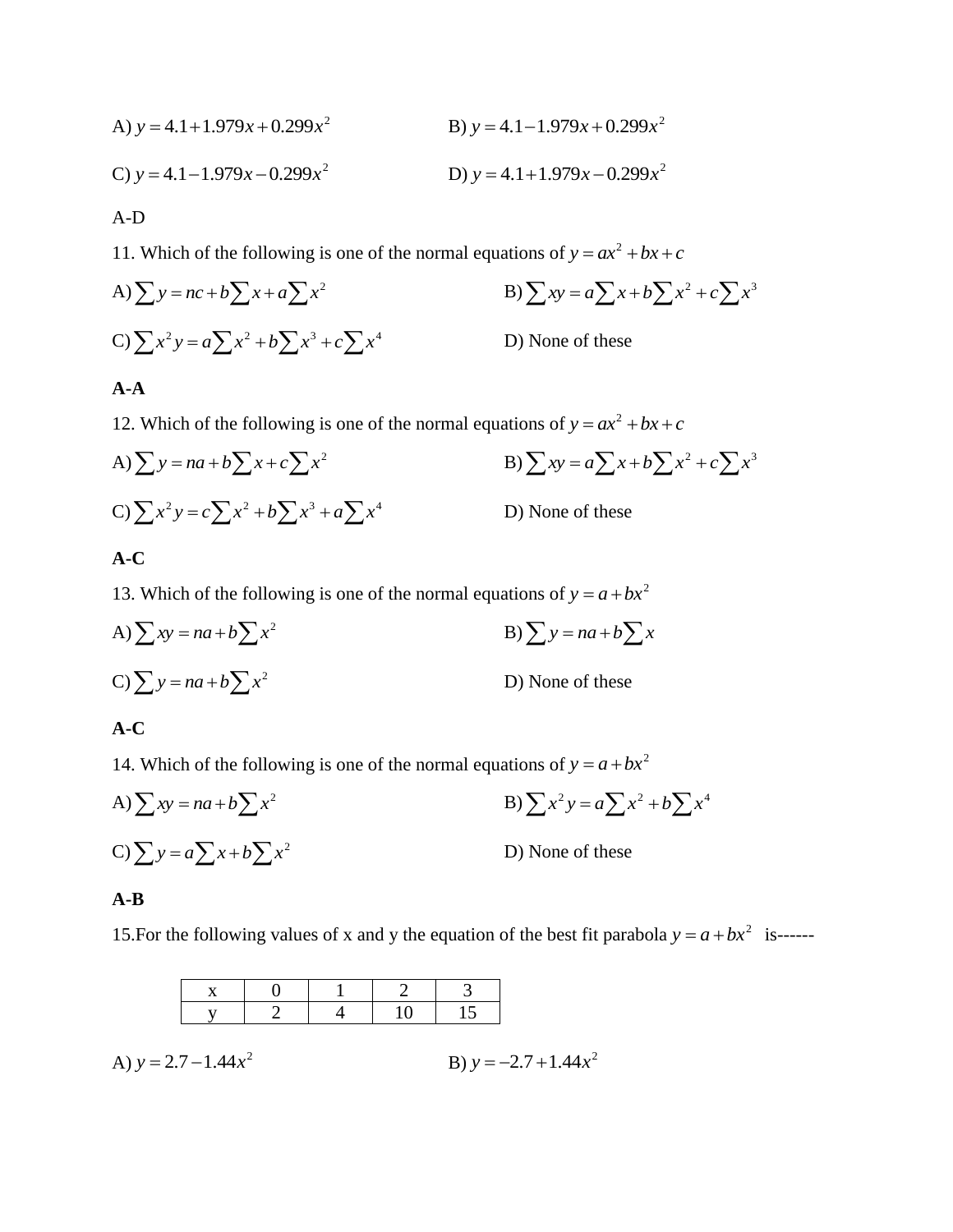A) $y = 4.1 + 1.979x + 0.299x^2$ B) $y = 4.1 - 1.979x + 0.299x^2$

C) $y = 4.1 - 1.979x - 0.299x^2$ D) $y = 4.1 + 1.979x - 0.299x^2$

A-D

11. Which of the following is one of the normal equations of $y = ax^2 + bx + c$

A) $\sum y = nc + b\sum x + a\sum x^2$ B) $\sum xy = a\sum x + b\sum x^2 + c\sum x^3$

C) $\sum x^2 y = a\sum x^2 + b\sum x^3 + c\sum x^4$ D) None of these

**A-A**

12. Which of the following is one of the normal equations of $y = ax^2 + bx + c$

A) $\sum y = na + b\sum x + c\sum x^2$ B) $\sum xy = a\sum x + b\sum x^2 + c\sum x^3$

C) $\sum x^2 y = c\sum x^2 + b\sum x^3 + a\sum x^4$ D) None of these

**A-C**

13. Which of the following is one of the normal equations of $y = a + bx^2$

A) $\sum xy = na + b\sum x^2$ B) $\sum y = na + b\sum x$

C) $\sum y = na + b\sum x^2$ D) None of these

**A-C**

14. Which of the following is one of the normal equations of $y = a + bx^2$

A) $\sum xy = na + b\sum x^2$ B) $\sum x^2 y = a\sum x^2 + b\sum x^4$

C) $\sum y = a\sum x + b\sum x^2$ D) None of these

**A-B**

15.For the following values of x and y the equation of the best fit parabola $y = a + bx^2$ is------

| | | | | |
|---|---|---|---|---|
| x | 0 | 1 | 2 | 3 |
| y | 2 | 4 | 10 | 15 |

A) $y = 2.7 - 1.44x^2$ B) $y = -2.7 + 1.44x^2$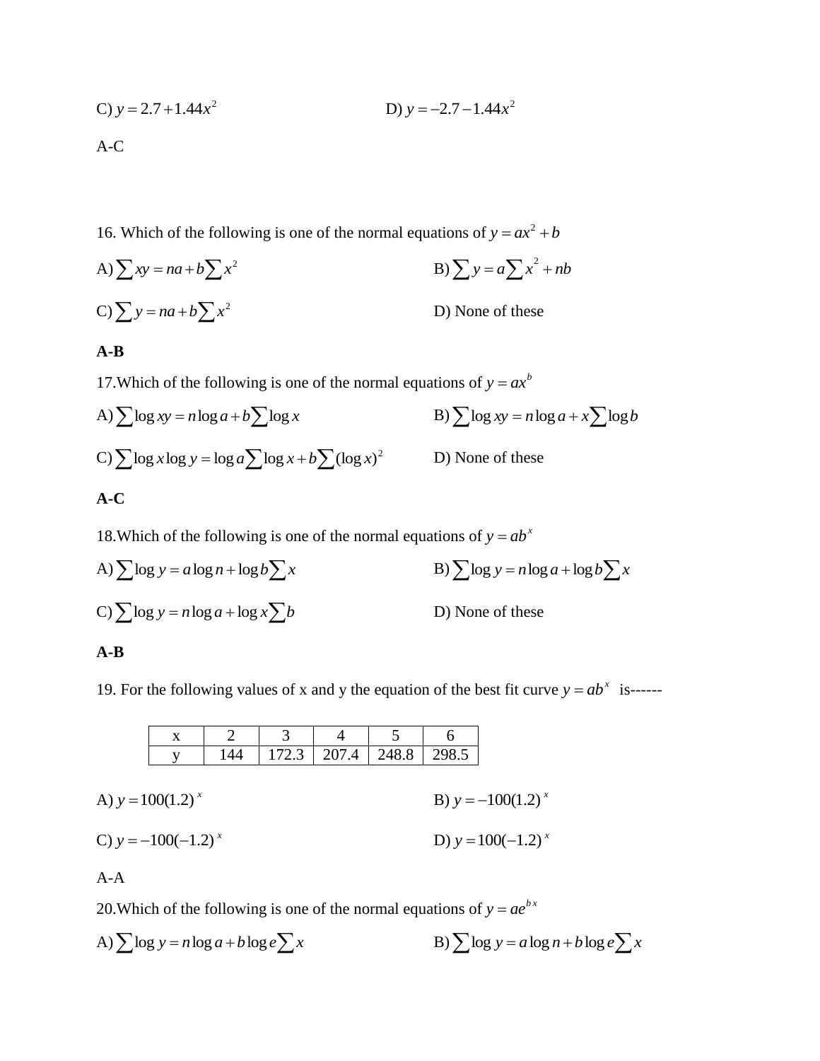C) $y = 2.7 + 1.44x^2$ D) $y = -2.7 - 1.44x^2$

A-C

16. Which of the following is one of the normal equations of $y = ax^2 + b$

A) $\sum xy = na + b\sum x^2$ B) $\sum y = a\sum x^2 + nb$

C) $\sum y = na + b\sum x^2$ D) None of these

**A-B**

17.Which of the following is one of the normal equations of $y = ax^b$

A) $\sum \log xy = n\log a + b\sum \log x$ B) $\sum \log xy = n\log a + x\sum \log b$

C) $\sum \log x \log y = \log a \sum \log x + b\sum (\log x)^2$ D) None of these

**A-C**

18.Which of the following is one of the normal equations of $y = ab^x$

A) $\sum \log y = a\log n + \log b \sum x$ B) $\sum \log y = n\log a + \log b \sum x$

C) $\sum \log y = n\log a + \log x \sum b$ D) None of these

**A-B**

19. For the following values of x and y the equation of the best fit curve $y = ab^x$ is------

| x | 2 | 3 | 4 | 5 | 6 |
|---|---|---|---|---|---|
| y | 144 | 172.3 | 207.4 | 248.8 | 298.5 |

A) $y = 100(1.2)^x$ B) $y = -100(1.2)^x$

C) $y = -100(-1.2)^x$ D) $y = 100(-1.2)^x$

A-A

20.Which of the following is one of the normal equations of $y = ae^{bx}$

A) $\sum \log y = n\log a + b\log e \sum x$ B) $\sum \log y = a\log n + b\log e \sum x$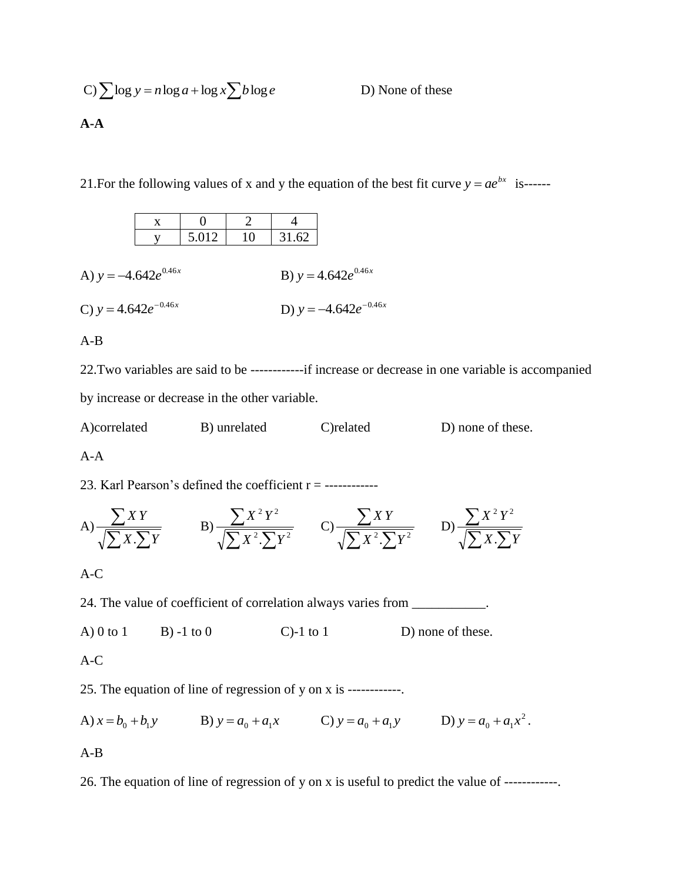C) $\sum \log y = n \log a + \log x \sum b \log e$ D) None of these

**A-A**

21.For the following values of x and y the equation of the best fit curve $y = ae^{bx}$ is------

| x | 0 | 2 | 4 |
|---|---|---|---|
| y | 5.012 | 10 | 31.62 |

A) $y = -4.642e^{0.46x}$ B) $y = 4.642e^{0.46x}$

C) $y = 4.642e^{-0.46x}$ D) $y = -4.642e^{-0.46x}$

A-B

22.Two variables are said to be ------------if increase or decrease in one variable is accompanied by increase or decrease in the other variable.

A)correlated B) unrelated C)related D) none of these.

A-A

23. Karl Pearson's defined the coefficient r = ------------

A) $\dfrac{\sum XY}{\sqrt{\sum X.\sum Y}}$ B) $\dfrac{\sum X^2Y^2}{\sqrt{\sum X^2.\sum Y^2}}$ C) $\dfrac{\sum XY}{\sqrt{\sum X^2.\sum Y^2}}$ D) $\dfrac{\sum X^2Y^2}{\sqrt{\sum X.\sum Y}}$

A-C

24. The value of coefficient of correlation always varies from ___________.

A) 0 to 1 B) -1 to 0 C)-1 to 1 D) none of these.

A-C

25. The equation of line of regression of y on x is ------------.

A) $x = b_0 + b_1 y$ B) $y = a_0 + a_1 x$ C) $y = a_0 + a_1 y$ D) $y = a_0 + a_1 x^2$.

A-B

26. The equation of line of regression of y on x is useful to predict the value of ------------.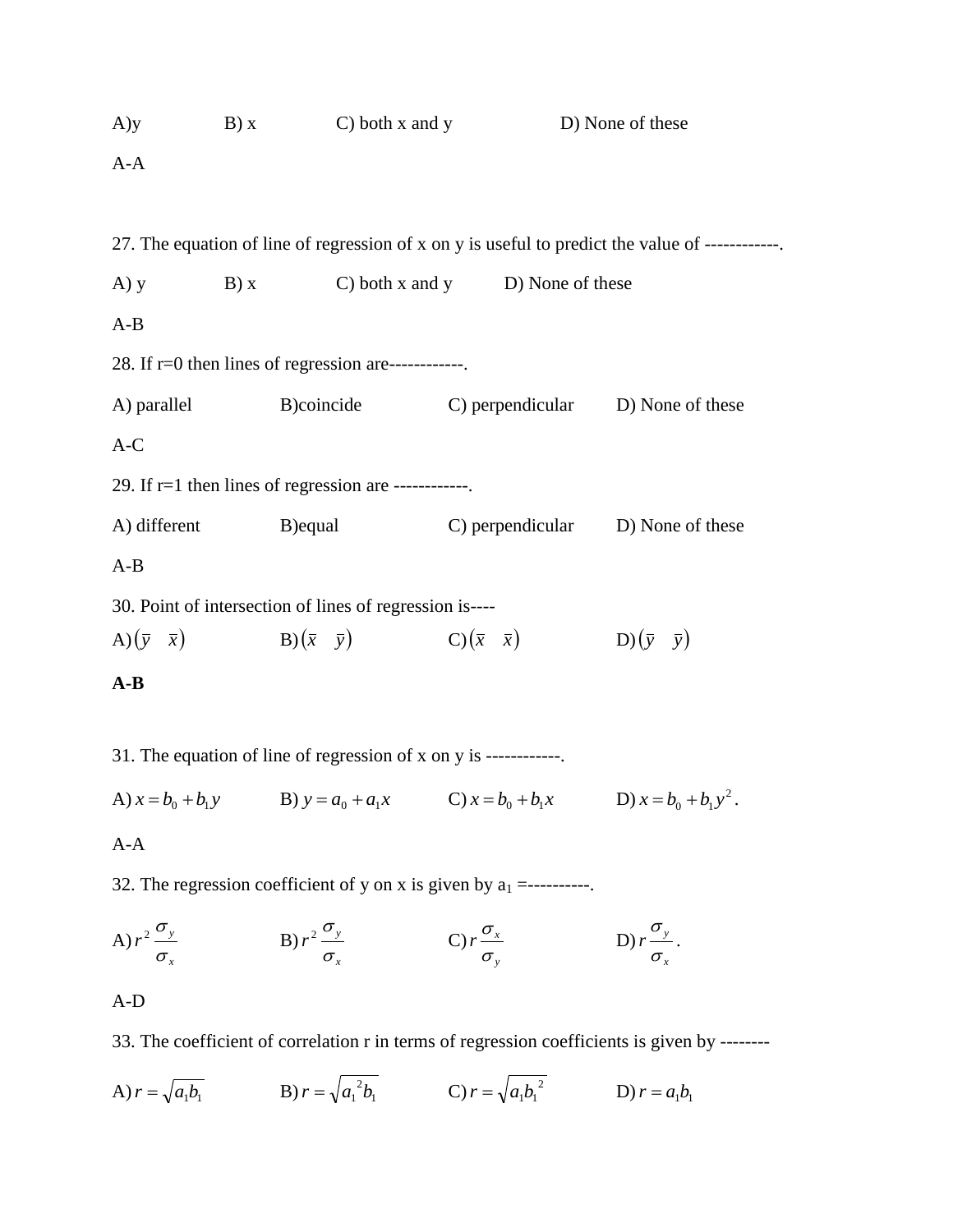A)y B) x C) both x and y D) None of these

A-A

27. The equation of line of regression of x on y is useful to predict the value of ------------.

A) y B) x C) both x and y D) None of these

A-B

28. If r=0 then lines of regression are------------.

A) parallel B)coincide C) perpendicular D) None of these

A-C

29. If r=1 then lines of regression are ------------.

A) different B)equal C) perpendicular D) None of these

A-B

30. Point of intersection of lines of regression is----

A) $(\bar{y} \quad \bar{x})$ B) $(\bar{x} \quad \bar{y})$ C) $(\bar{x} \quad \bar{x})$ D) $(\bar{y} \quad \bar{y})$

**A-B**

31. The equation of line of regression of x on y is ------------.

A) $x = b_0 + b_1 y$ B) $y = a_0 + a_1 x$ C) $x = b_0 + b_1 x$ D) $x = b_0 + b_1 y^2$.

A-A

32. The regression coefficient of y on x is given by $a_1$ =----------.

A) $r^2 \frac{\sigma_y}{\sigma_x}$ B) $r^2 \frac{\sigma_y}{\sigma_x}$ C) $r \frac{\sigma_x}{\sigma_y}$ D) $r \frac{\sigma_y}{\sigma_x}$.

A-D

33. The coefficient of correlation r in terms of regression coefficients is given by --------

A) $r = \sqrt{a_1 b_1}$ B) $r = \sqrt{a_1^2 b_1}$ C) $r = \sqrt{a_1 b_1^2}$ D) $r = a_1 b_1$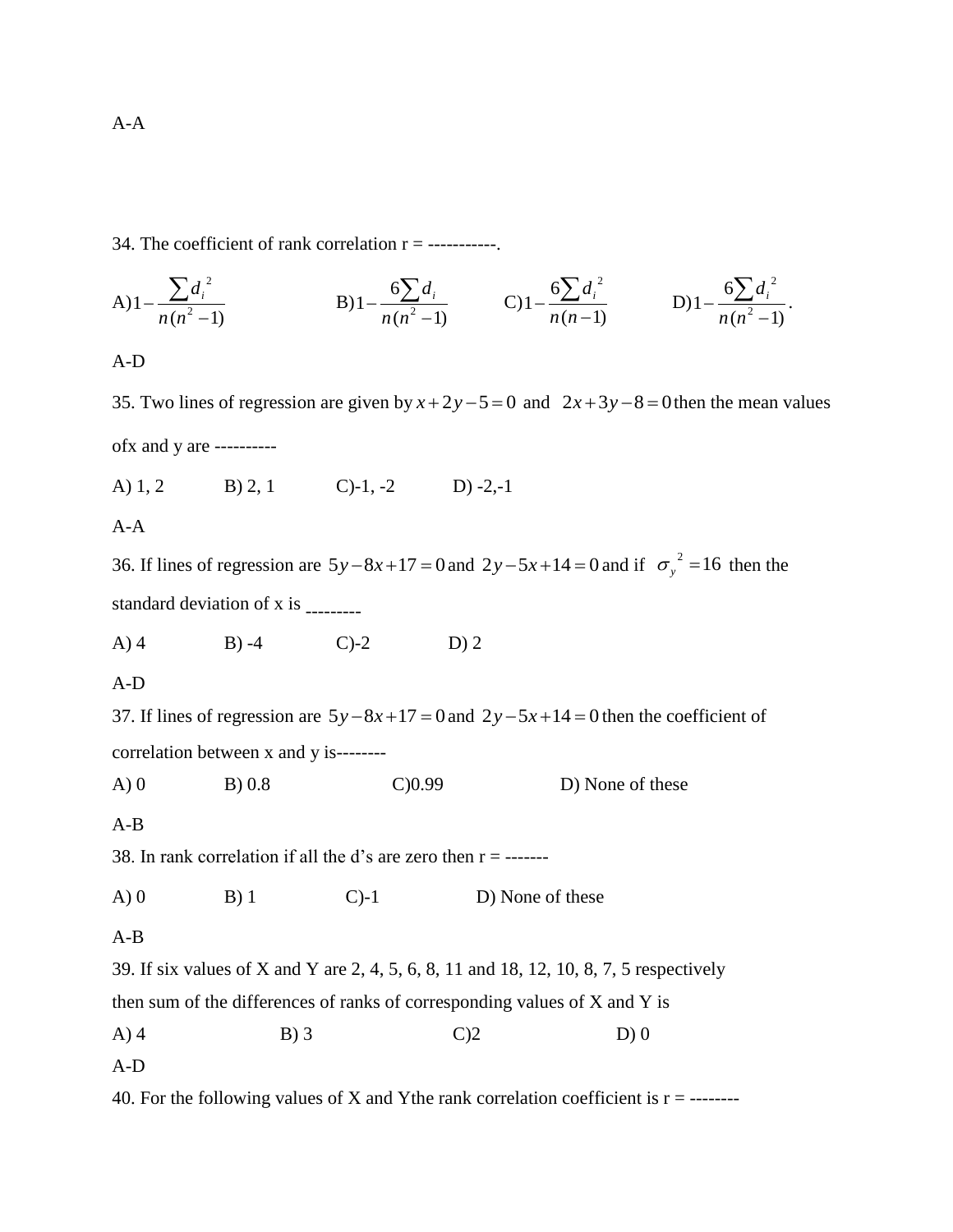A-A

34. The coefficient of rank correlation r = -----------.

A) $1-\frac{\sum d_i^{\,2}}{n(n^2-1)}$ B) $1-\frac{6\sum d_i}{n(n^2-1)}$ C) $1-\frac{6\sum d_i^{\,2}}{n(n-1)}$ D) $1-\frac{6\sum d_i^{\,2}}{n(n^2-1)}$.

A-D

35. Two lines of regression are given by $x+2y-5=0$ and $2x+3y-8=0$ then the mean values ofx and y are ----------

A) 1, 2 B) 2, 1 C)-1, -2 D) -2,-1

A-A

36. If lines of regression are $5y-8x+17=0$ and $2y-5x+14=0$ and if $\sigma_y^{\,2}=16$ then the standard deviation of x is ________

A) 4 B) -4 C)-2 D) 2

A-D

37. If lines of regression are $5y-8x+17=0$ and $2y-5x+14=0$ then the coefficient of correlation between x and y is--------

A) 0 B) 0.8 C)0.99 D) None of these

A-B

38. In rank correlation if all the d's are zero then r = -------

A) 0 B) 1 C)-1 D) None of these

A-B

39. If six values of X and Y are 2, 4, 5, 6, 8, 11 and 18, 12, 10, 8, 7, 5 respectively then sum of the differences of ranks of corresponding values of X and Y is

A) 4 B) 3 C)2 D) 0

A-D

40. For the following values of X and Ythe rank correlation coefficient is r = --------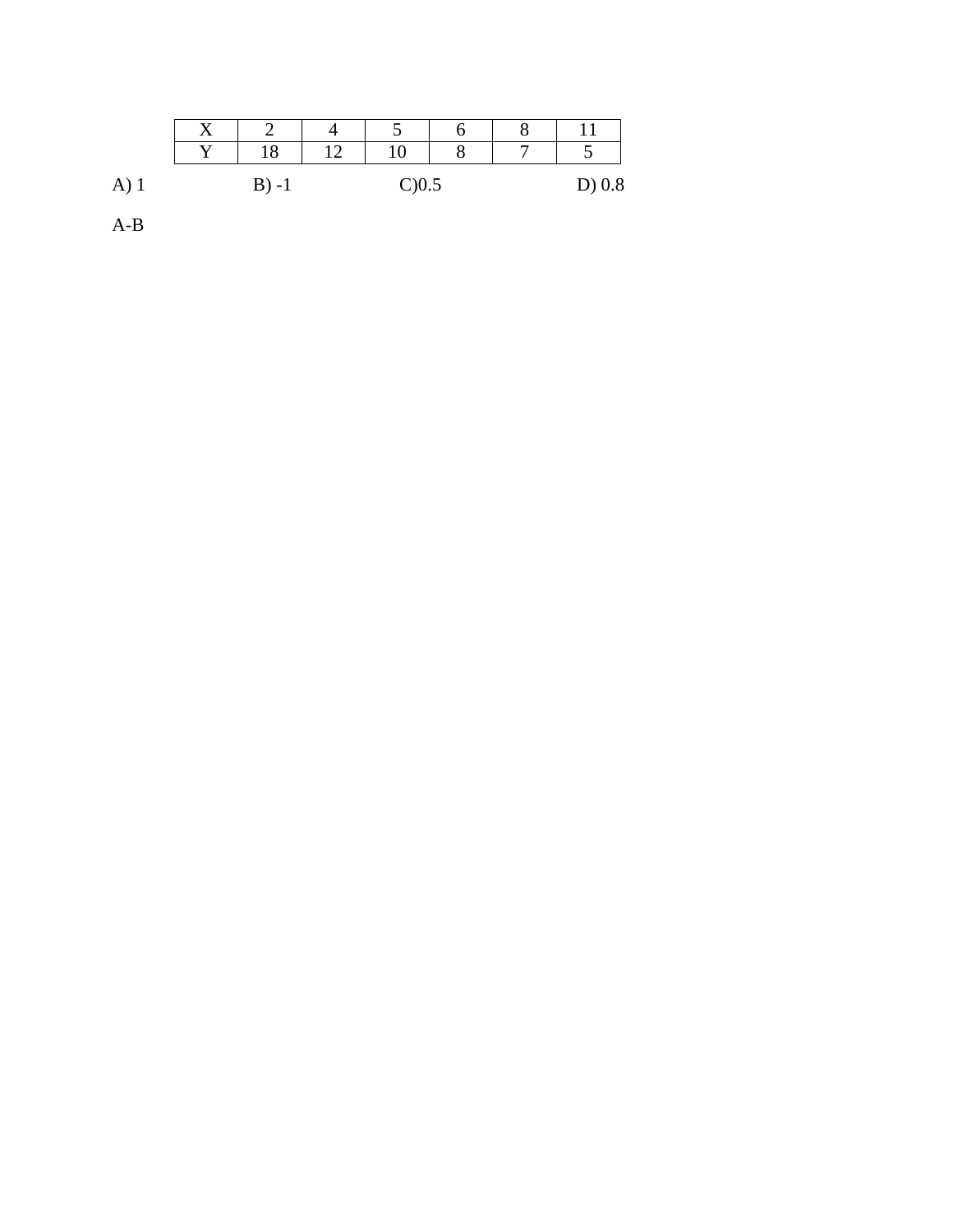| X | 2 | 4 | 5 | 6 | 8 | 11 |
|---|---|---|---|---|---|---|
| Y | 18 | 12 | 10 | 8 | 7 | 5 |

A) 1 B) -1 C)0.5 D) 0.8

A-B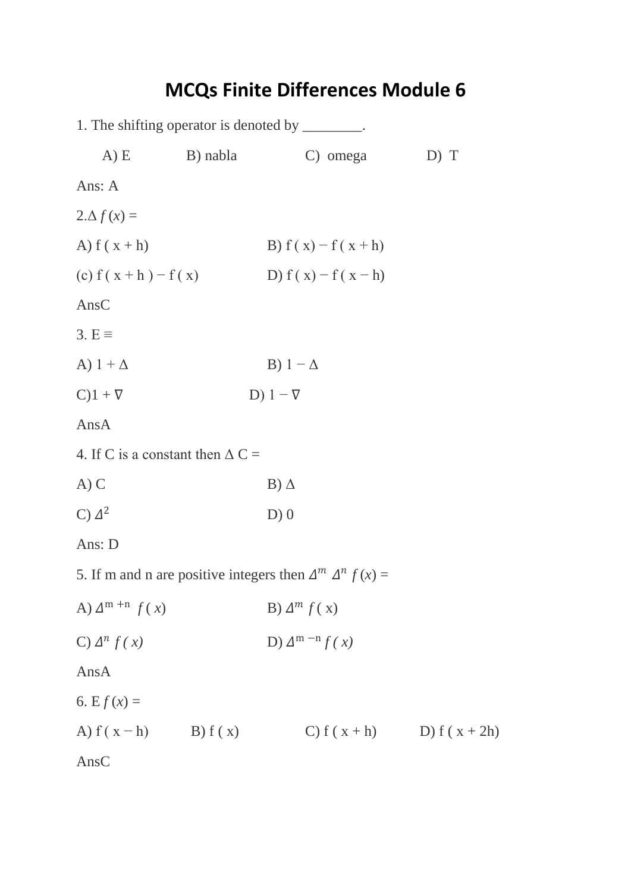# MCQs Finite Differences Module 6

1. The shifting operator is denoted by ________.

A) E  B) nabla  C) omega  D) T

Ans: A

2. $\Delta f(x)$ =

A) $f(x + h)$  B) $f(x) - f(x + h)$

(c) $f(x + h) - f(x)$  D) $f(x) - f(x - h)$

AnsC

3. E ≡

A) $1 + \Delta$  B) $1 - \Delta$

C) $1 + \nabla$  D) $1 - \nabla$

AnsA

4. If C is a constant then $\Delta C$ =

A) C  B) $\Delta$

C) $\Delta^2$  D) 0

Ans: D

5. If m and n are positive integers then $\Delta^m \Delta^n f(x)$ =

A) $\Delta^{m+n} f(x)$  B) $\Delta^m f(x)$

C) $\Delta^n f(x)$  D) $\Delta^{m-n} f(x)$

AnsA

6. $E f(x)$ =

A) $f(x - h)$  B) $f(x)$  C) $f(x + h)$  D) $f(x + 2h)$

AnsC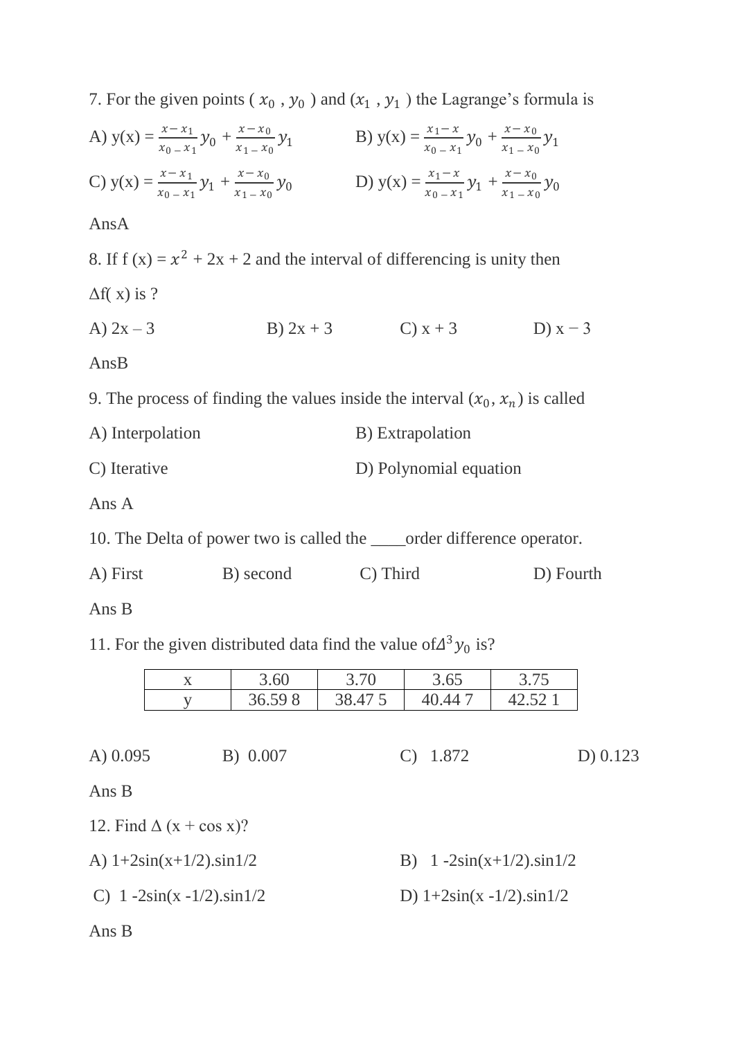7. For the given points ( $x_0$ , $y_0$ ) and ($x_1$ , $y_1$ ) the Lagrange's formula is

A) y(x) = $\frac{x-x_1}{x_0-x_1}y_0 + \frac{x-x_0}{x_1-x_0}y_1$

B) y(x) = $\frac{x_1-x}{x_0-x_1}y_0 + \frac{x-x_0}{x_1-x_0}y_1$

C) y(x) = $\frac{x-x_1}{x_0-x_1}y_1 + \frac{x-x_0}{x_1-x_0}y_0$

D) y(x) = $\frac{x_1-x}{x_0-x_1}y_1 + \frac{x-x_0}{x_1-x_0}y_0$

AnsA

8. If f (x) = $x^2$ + 2x + 2 and the interval of differencing is unity then

Δf( x) is ?

A) 2x – 3

B) 2x + 3

C) x + 3

D) x − 3

AnsB

9. The process of finding the values inside the interval $(x_0, x_n)$ is called

A) Interpolation

B) Extrapolation

C) Iterative

D) Polynomial equation

Ans A

10. The Delta of power two is called the ____order difference operator.

A) First

B) second

C) Third

D) Fourth

Ans B

11. For the given distributed data find the value of$\Delta^3 y_0$ is?

| | | | | |
|---|---|---|---|---|
| x | 3.60 | 3.70 | 3.65 | 3.75 |
| y | 36.59 8 | 38.47 5 | 40.44 7 | 42.52 1 |

A) 0.095

B) 0.007

C) 1.872

D) 0.123

Ans B

12. Find Δ (x + cos x)?

A) 1+2sin(x+1/2).sin1/2

B) 1 -2sin(x+1/2).sin1/2

C) 1 -2sin(x -1/2).sin1/2

D) 1+2sin(x -1/2).sin1/2

Ans B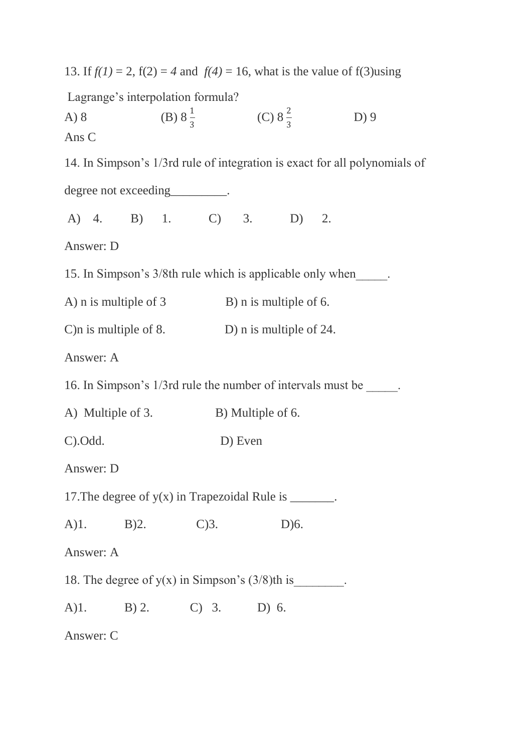13. If $f(1) = 2$, $f(2) = 4$ and $f(4) = 16$, what is the value of f(3)using

Lagrange's interpolation formula?

A) 8 (B) $8\frac{1}{3}$ (C) $8\frac{2}{3}$ D) 9

Ans C

14. In Simpson's 1/3rd rule of integration is exact for all polynomials of degree not exceeding_________.

A) 4. B) 1. C) 3. D) 2.

Answer: D

15. In Simpson's 3/8th rule which is applicable only when_____.

A) n is multiple of 3 B) n is multiple of 6.

C)n is multiple of 8. D) n is multiple of 24.

Answer: A

16. In Simpson's 1/3rd rule the number of intervals must be _____.

A) Multiple of 3. B) Multiple of 6.

C).Odd. D) Even

Answer: D

17.The degree of y(x) in Trapezoidal Rule is _______.

A)1. B)2. C)3. D)6.

Answer: A

18. The degree of y(x) in Simpson's (3/8)th is________.

A)1. B) 2. C) 3. D) 6.

Answer: C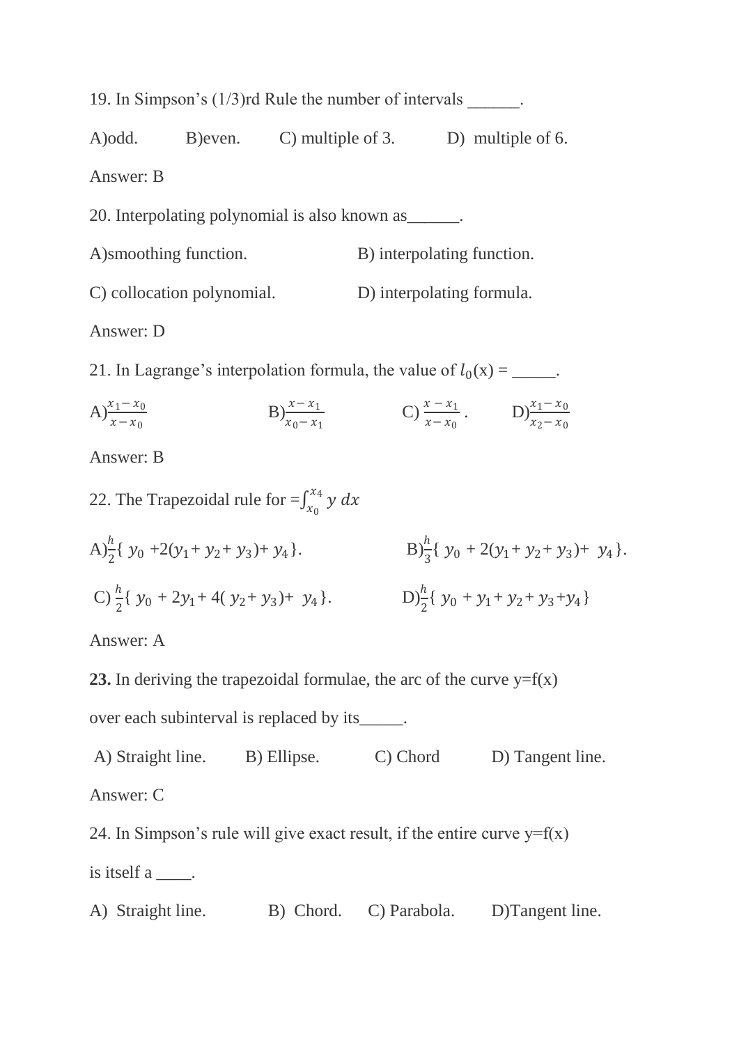19. In Simpson's (1/3)rd Rule the number of intervals ______.

A)odd. B)even. C) multiple of 3. D) multiple of 6.

Answer: B

20. Interpolating polynomial is also known as______.

A)smoothing function. B) interpolating function.

C) collocation polynomial. D) interpolating formula.

Answer: D

21. In Lagrange's interpolation formula, the value of $l_0$(x) = _____.

A)$\frac{x_1 - x_0}{x - x_0}$ B)$\frac{x - x_1}{x_0 - x_1}$ C) $\frac{x - x_1}{x - x_0}$ . D)$\frac{x_1 - x_0}{x_2 - x_0}$

Answer: B

22. The Trapezoidal rule for =$\int_{x_0}^{x_4} y\, dx$

A)$\frac{h}{2}\{ y_0 + 2(y_1 + y_2 + y_3) + y_4 \}$. B)$\frac{h}{3}\{ y_0 + 2(y_1 + y_2 + y_3) + y_4 \}$.

C) $\frac{h}{2}\{ y_0 + 2y_1 + 4( y_2 + y_3) + y_4 \}$. D)$\frac{h}{2}\{ y_0 + y_1 + y_2 + y_3 + y_4 \}$

Answer: A

**23.** In deriving the trapezoidal formulae, the arc of the curve y=f(x) over each subinterval is replaced by its_____.

A) Straight line. B) Ellipse. C) Chord D) Tangent line.

Answer: C

24. In Simpson's rule will give exact result, if the entire curve y=f(x) is itself a ____.

A) Straight line. B) Chord. C) Parabola. D)Tangent line.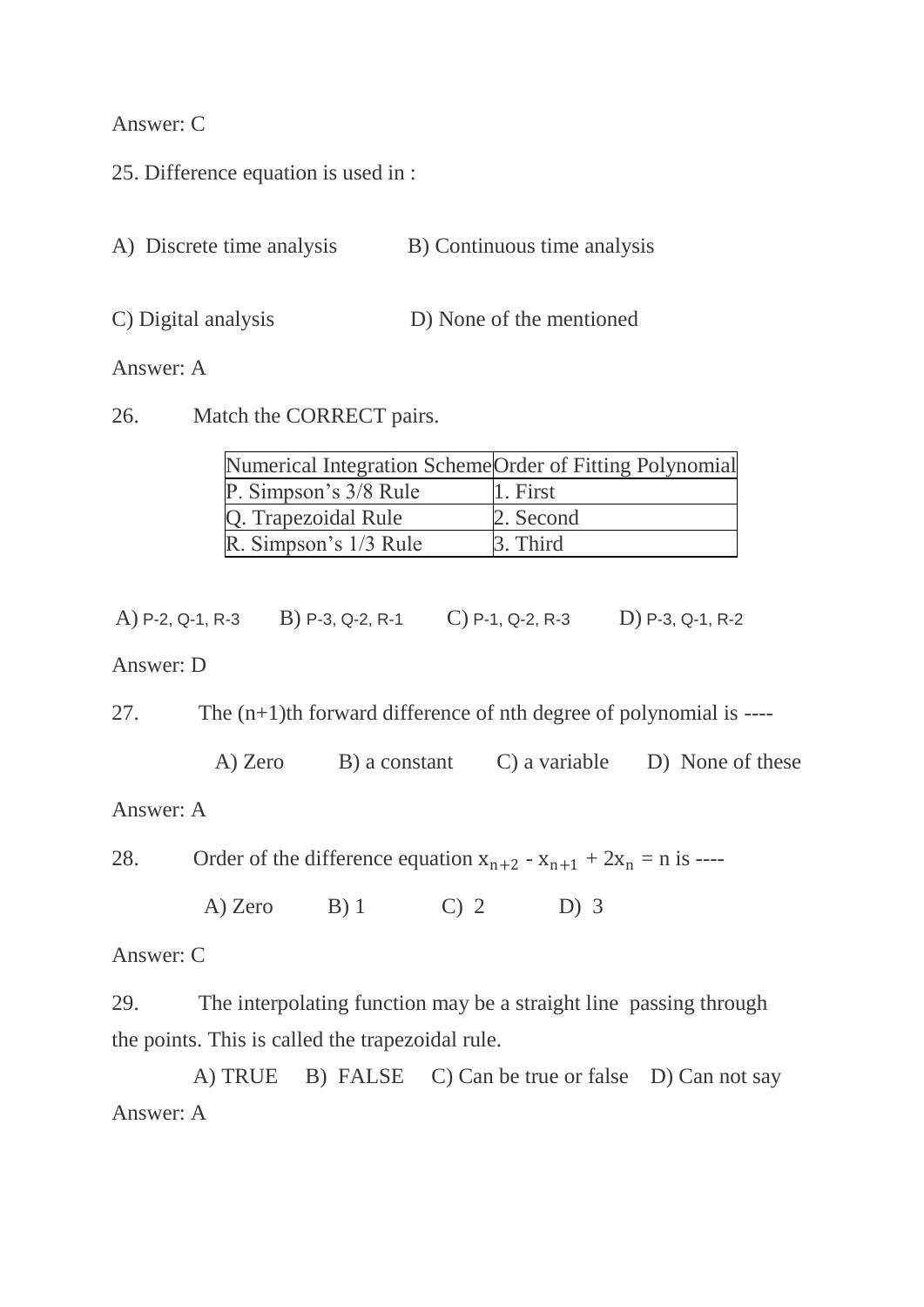Answer: C

25. Difference equation is used in :

A) Discrete time analysis B) Continuous time analysis

C) Digital analysis D) None of the mentioned

Answer: A

26. Match the CORRECT pairs.

| Numerical Integration Scheme | Order of Fitting Polynomial |
|---|---|
| P. Simpson's 3/8 Rule | 1. First |
| Q. Trapezoidal Rule | 2. Second |
| R. Simpson's 1/3 Rule | 3. Third |

A) P-2, Q-1, R-3 B) P-3, Q-2, R-1 C) P-1, Q-2, R-3 D) P-3, Q-1, R-2

Answer: D

27. The (n+1)th forward difference of nth degree of polynomial is ----

A) Zero B) a constant C) a variable D) None of these

Answer: A

28. Order of the difference equation $x_{n+2} - x_{n+1} + 2x_n = n$ is ----

A) Zero B) 1 C) 2 D) 3

Answer: C

29. The interpolating function may be a straight line passing through the points. This is called the trapezoidal rule.

A) TRUE B) FALSE C) Can be true or false D) Can not say

Answer: A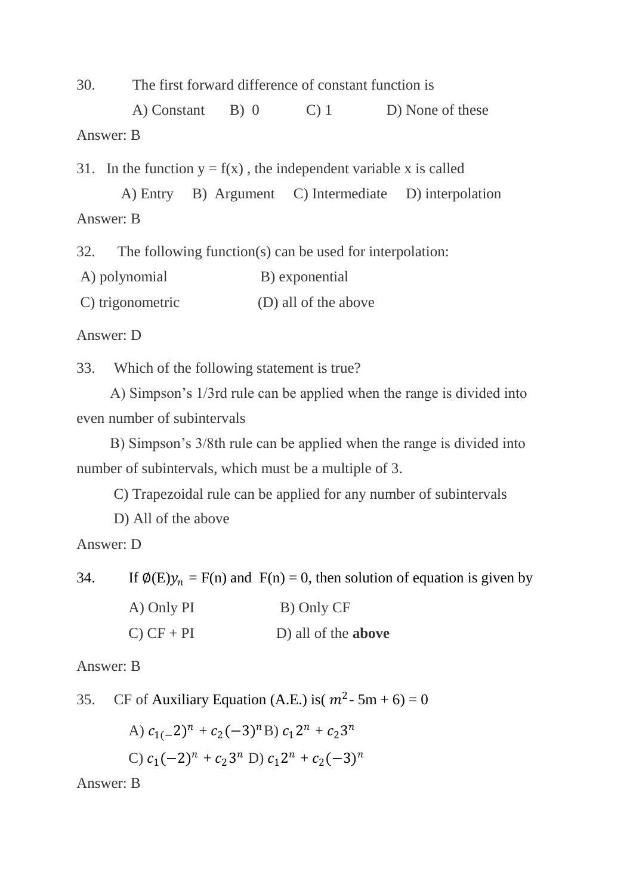30. The first forward difference of constant function is

A) Constant B) 0 C) 1 D) None of these

Answer: B

31. In the function y = f(x) , the independent variable x is called

A) Entry B) Argument C) Intermediate D) interpolation

Answer: B

32. The following function(s) can be used for interpolation:

A) polynomial B) exponential

C) trigonometric (D) all of the above

Answer: D

33. Which of the following statement is true?

A) Simpson's 1/3rd rule can be applied when the range is divided into even number of subintervals

B) Simpson's 3/8th rule can be applied when the range is divided into number of subintervals, which must be a multiple of 3.

C) Trapezoidal rule can be applied for any number of subintervals

D) All of the above

Answer: D

34. If $\emptyset(E)y_n$ = F(n) and F(n) = 0, then solution of equation is given by

A) Only PI B) Only CF

C) CF + PI D) all of the **above**

Answer: B

35. CF of Auxiliary Equation (A.E.) is( $m^2$ - 5m + 6) = 0

A) $c_{1(-}2)^n + c_2(-3)^n$ B) $c_1 2^n + c_2 3^n$

C) $c_1(-2)^n + c_2 3^n$ D) $c_1 2^n + c_2(-3)^n$

Answer: B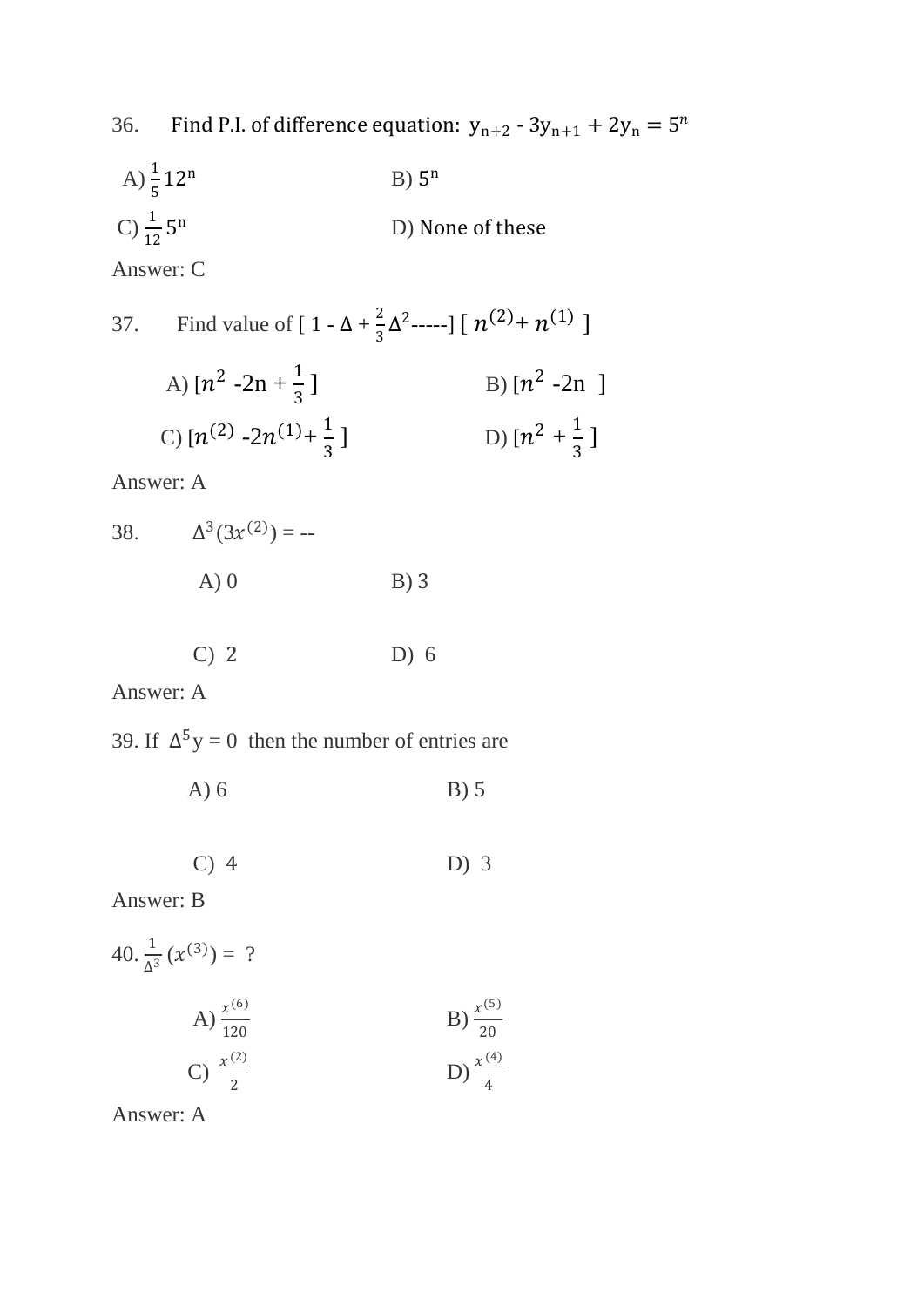36. Find P.I. of difference equation: $y_{n+2}$ - $3y_{n+1} + 2y_n = 5^n$

A) $\frac{1}{5}12^n$ B) $5^n$

C) $\frac{1}{12}5^n$ D) None of these

Answer: C

37. Find value of [ 1 - Δ + $\frac{2}{3}$$\Delta^2$-----] [ $n^{(2)}$+ $n^{(1)}$ ]

A) [$n^2$ -2n + $\frac{1}{3}$ ] B) [$n^2$ -2n ]

C) [$n^{(2)}$ -2$n^{(1)}$+ $\frac{1}{3}$ ] D) [$n^2$ + $\frac{1}{3}$ ]

Answer: A

38. $\Delta^3(3x^{(2)})$ = --

A) 0 B) 3

C) 2 D) 6

Answer: A

39. If $\Delta^5$y = 0 then the number of entries are

A) 6 B) 5

C) 4 D) 3

Answer: B

40. $\frac{1}{\Delta^3}(x^{(3)})$ = ?

A) $\frac{x^{(6)}}{120}$ B) $\frac{x^{(5)}}{20}$

C) $\frac{x^{(2)}}{2}$ D) $\frac{x^{(4)}}{4}$

Answer: A